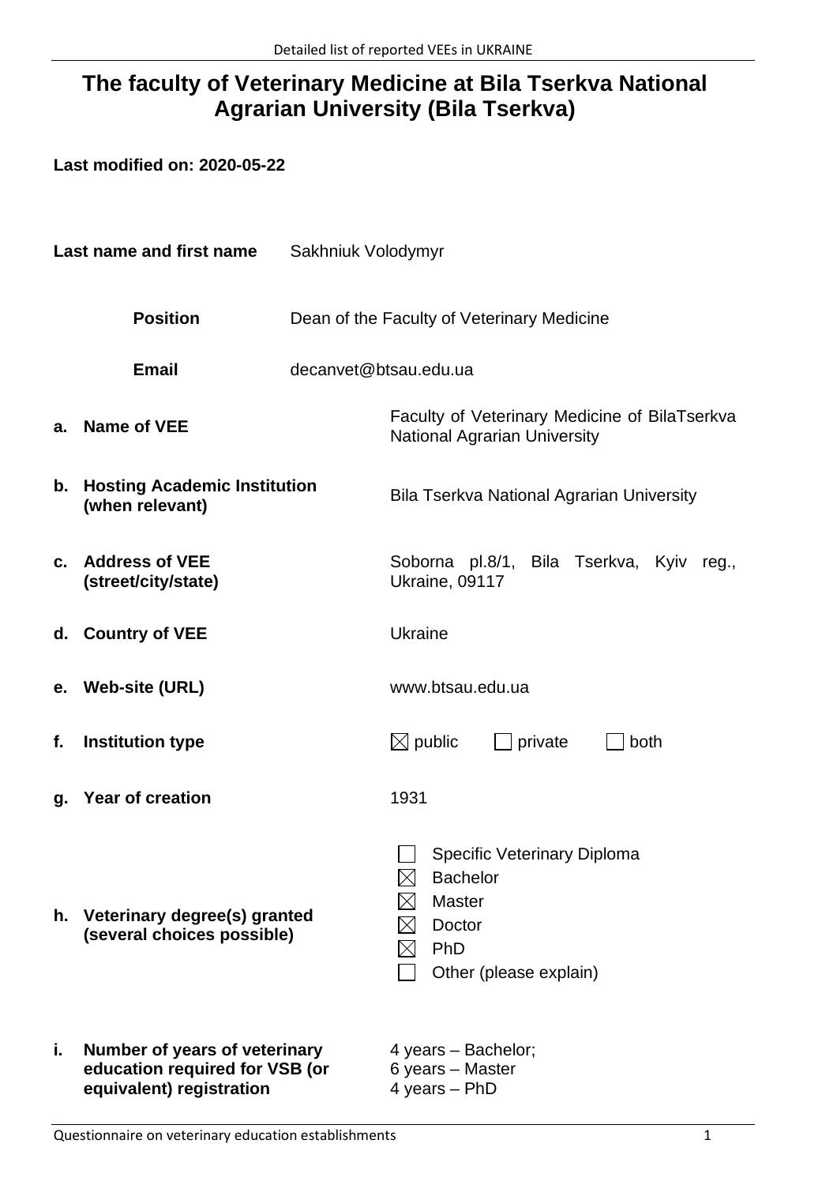# The faculty of Veterinary Medicine at Bila Tserkva National Agrarian University (Bila Tserkva)

**Last modified on: 2020-05-22**

| | |
|---|---|
| **Last name and first name** | Sakhniuk Volodymyr |
| **Position** | Dean of the Faculty of Veterinary Medicine |
| **Email** | decanvet@btsau.edu.ua |

**a. Name of VEE**
Faculty of Veterinary Medicine of BilaTserkva National Agrarian University

**b. Hosting Academic Institution (when relevant)**
Bila Tserkva National Agrarian University

**c. Address of VEE (street/city/state)**
Soborna pl.8/1, Bila Tserkva, Kyiv reg., Ukraine, 09117

**d. Country of VEE**
Ukraine

**e. Web-site (URL)**
www.btsau.edu.ua

**f. Institution type**
☒ public ☐ private ☐ both

**g. Year of creation**
1931

**h. Veterinary degree(s) granted (several choices possible)**

- ☐ Specific Veterinary Diploma
- ☒ Bachelor
- ☒ Master
- ☒ Doctor
- ☒ PhD
- ☐ Other (please explain)

**i. Number of years of veterinary education required for VSB (or equivalent) registration**
4 years – Bachelor;
6 years – Master
4 years – PhD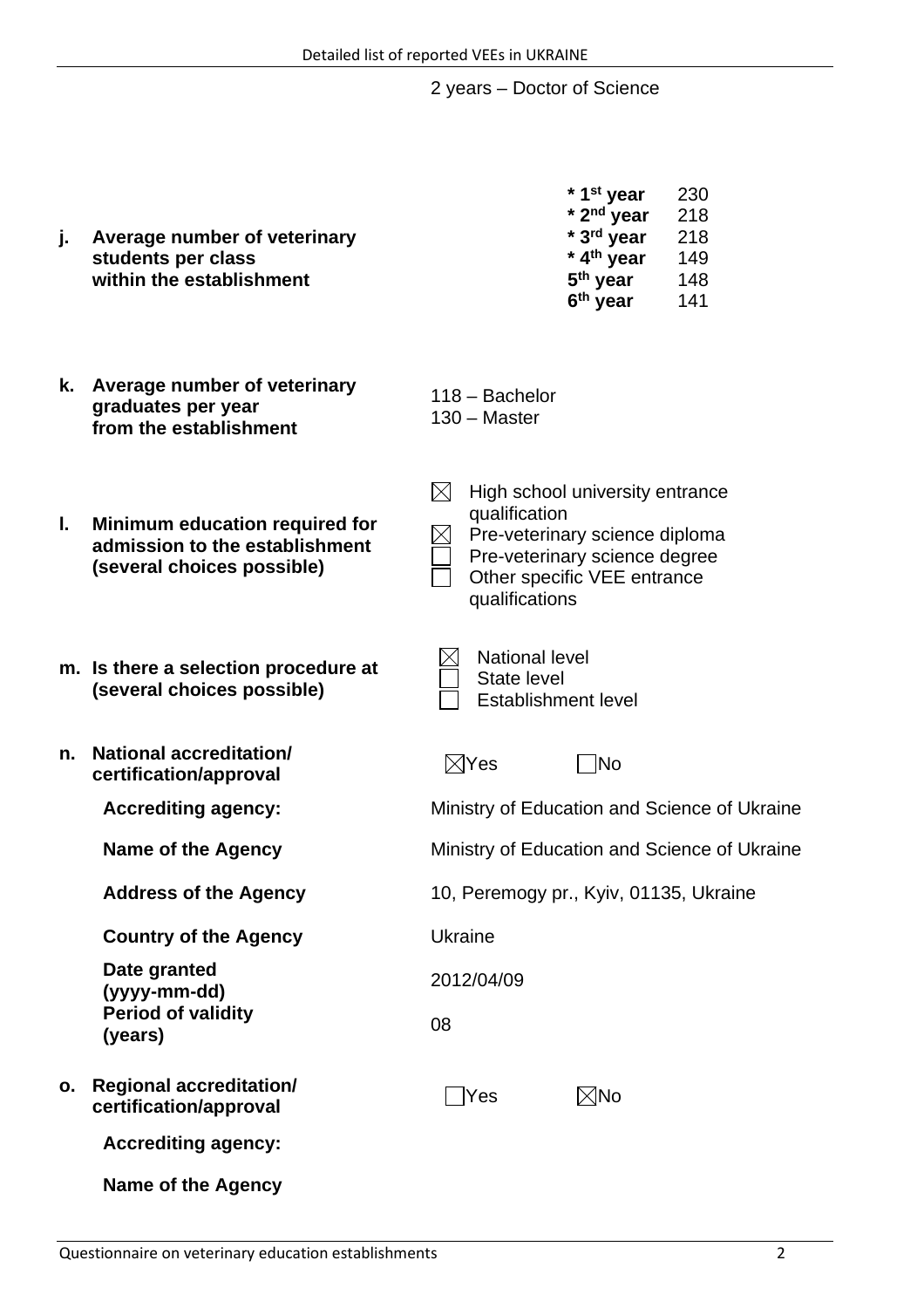2 years – Doctor of Science

**j. Average number of veterinary students per class within the establishment**

| | |
|---|---|
| **\* 1st year** | 230 |
| **\* 2nd year** | 218 |
| **\* 3rd year** | 218 |
| **\* 4th year** | 149 |
| **5th year** | 148 |
| **6th year** | 141 |

**k. Average number of veterinary graduates per year from the establishment**

118 – Bachelor
130 – Master

**l. Minimum education required for admission to the establishment (several choices possible)**

- ☒ High school university entrance qualification
- ☒ Pre-veterinary science diploma
- ☐ Pre-veterinary science degree
- ☐ Other specific VEE entrance qualifications

**m. Is there a selection procedure at (several choices possible)**

- ☒ National level
- ☐ State level
- ☐ Establishment level

**n. National accreditation/ certification/approval**

☒Yes ☐No

**Accrediting agency:** Ministry of Education and Science of Ukraine

**Name of the Agency** Ministry of Education and Science of Ukraine

**Address of the Agency** 10, Peremogy pr., Kyiv, 01135, Ukraine

**Country of the Agency** Ukraine

**Date granted (yyyy-mm-dd)** 2012/04/09

**Period of validity (years)** 08

**o. Regional accreditation/ certification/approval**

☐Yes ☒No

**Accrediting agency:**

**Name of the Agency**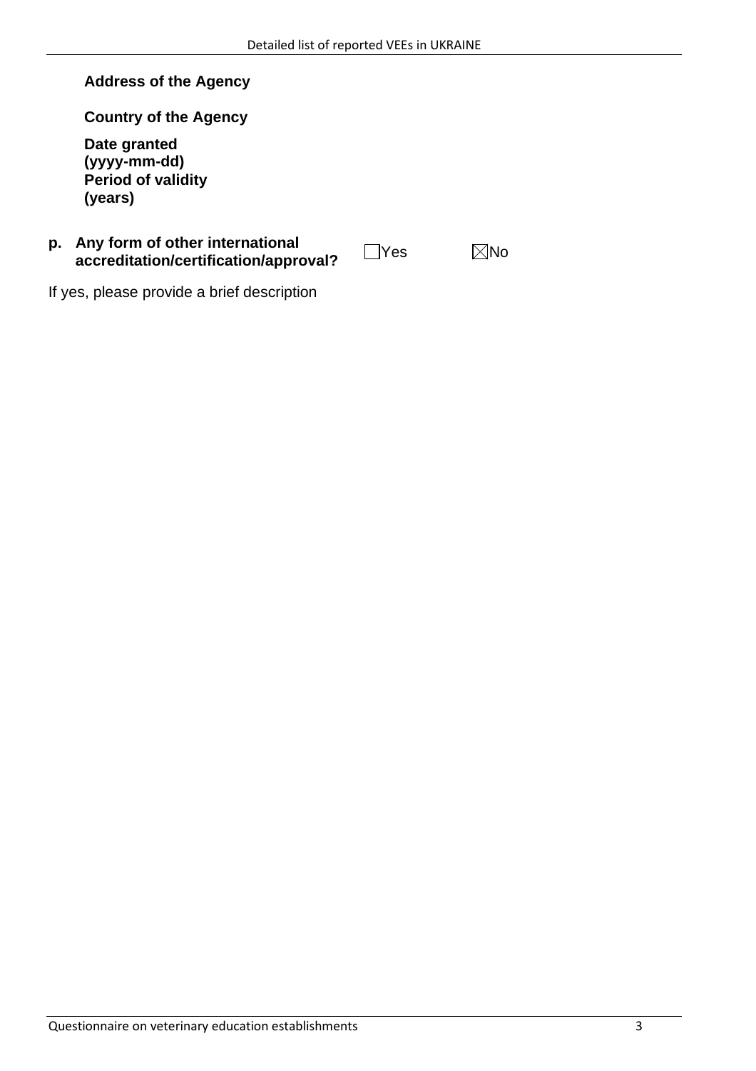**Address of the Agency**

**Country of the Agency**

**Date granted (yyyy-mm-dd)**

**Period of validity (years)**

**p. Any form of other international accreditation/certification/approval?** ☐Yes ☒No

If yes, please provide a brief description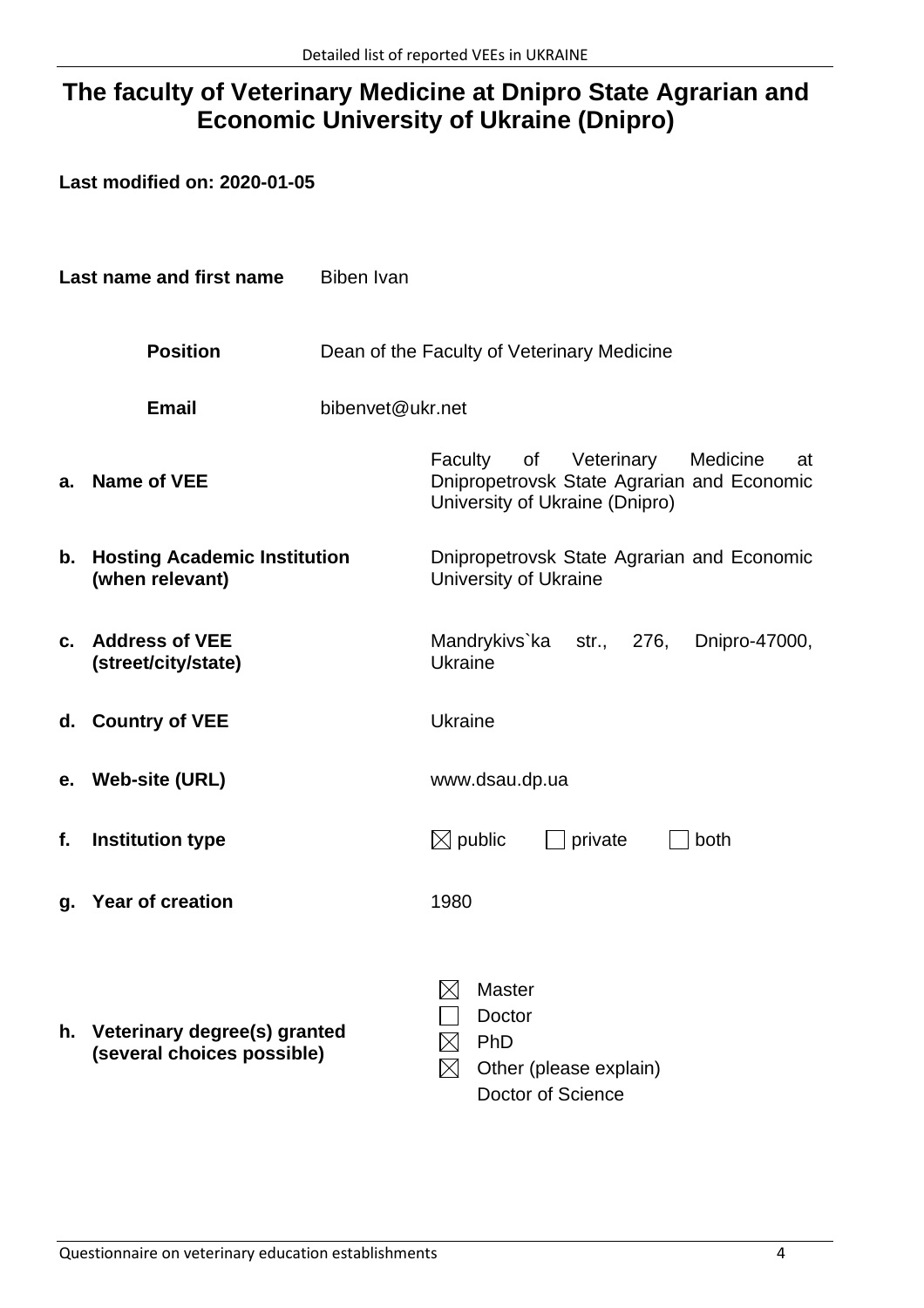# The faculty of Veterinary Medicine at Dnipro State Agrarian and Economic University of Ukraine (Dnipro)

**Last modified on: 2020-01-05**

**Last name and first name** Biben Ivan

**Position** Dean of the Faculty of Veterinary Medicine

**Email** bibenvet@ukr.net

| | |
|---|---|
| **a. Name of VEE** | Faculty of Veterinary Medicine at Dnipropetrovsk State Agrarian and Economic University of Ukraine (Dnipro) |
| **b. Hosting Academic Institution (when relevant)** | Dnipropetrovsk State Agrarian and Economic University of Ukraine |
| **c. Address of VEE (street/city/state)** | Mandrykivs`ka str., 276, Dnipro-47000, Ukraine |
| **d. Country of VEE** | Ukraine |
| **e. Web-site (URL)** | www.dsau.dp.ua |
| **f. Institution type** | ☒ public ☐ private ☐ both |
| **g. Year of creation** | 1980 |
| **h. Veterinary degree(s) granted (several choices possible)** | ☒ Master<br>☐ Doctor<br>☒ PhD<br>☒ Other (please explain)<br>Doctor of Science |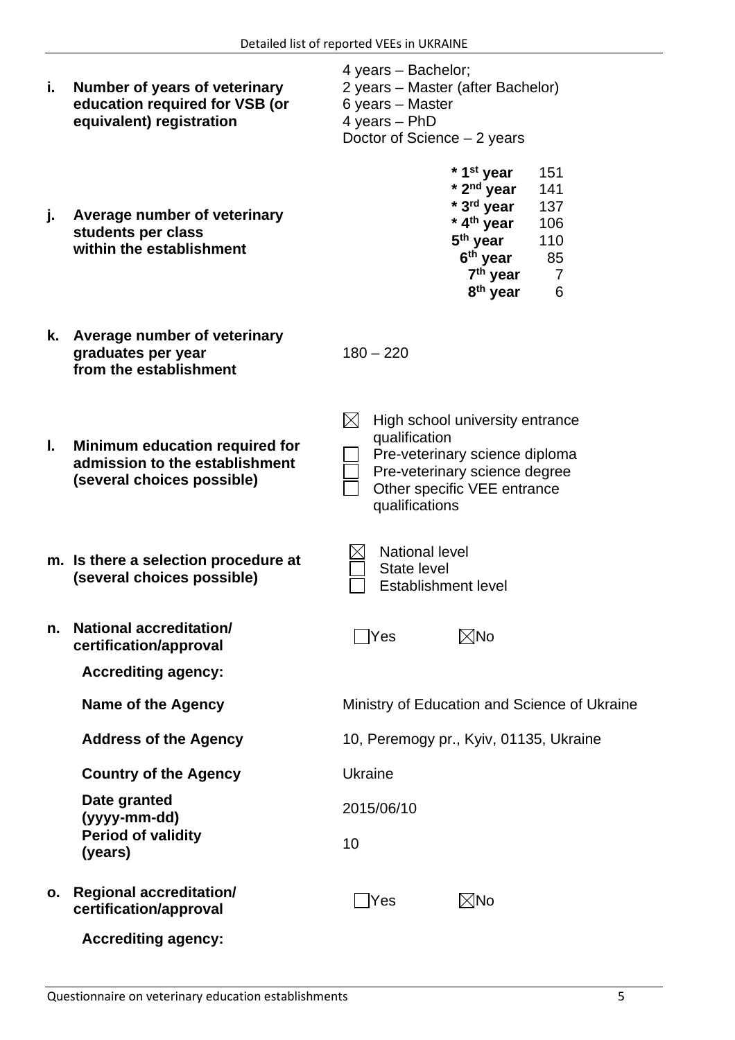**i. Number of years of veterinary education required for VSB (or equivalent) registration**

4 years – Bachelor;
2 years – Master (after Bachelor)
6 years – Master
4 years – PhD
Doctor of Science – 2 years

**j. Average number of veterinary students per class within the establishment**

| | |
|---|---|
| **\* 1st year** | 151 |
| **\* 2nd year** | 141 |
| **\* 3rd year** | 137 |
| **\* 4th year** | 106 |
| **5th year** | 110 |
| **6th year** | 85 |
| **7th year** | 7 |
| **8th year** | 6 |

**k. Average number of veterinary graduates per year from the establishment**

180 – 220

**l. Minimum education required for admission to the establishment (several choices possible)**

- ☒ High school university entrance qualification
- ☐ Pre-veterinary science diploma
- ☐ Pre-veterinary science degree
- ☐ Other specific VEE entrance qualifications

**m. Is there a selection procedure at (several choices possible)**

- ☒ National level
- ☐ State level
- ☐ Establishment level

**n. National accreditation/ certification/approval**

☐ Yes ☒ No

**Accrediting agency:**

| | |
|---|---|
| **Name of the Agency** | Ministry of Education and Science of Ukraine |
| **Address of the Agency** | 10, Peremogy pr., Kyiv, 01135, Ukraine |
| **Country of the Agency** | Ukraine |
| **Date granted (yyyy-mm-dd)** | 2015/06/10 |
| **Period of validity (years)** | 10 |

**o. Regional accreditation/ certification/approval**

☐ Yes ☒ No

**Accrediting agency:**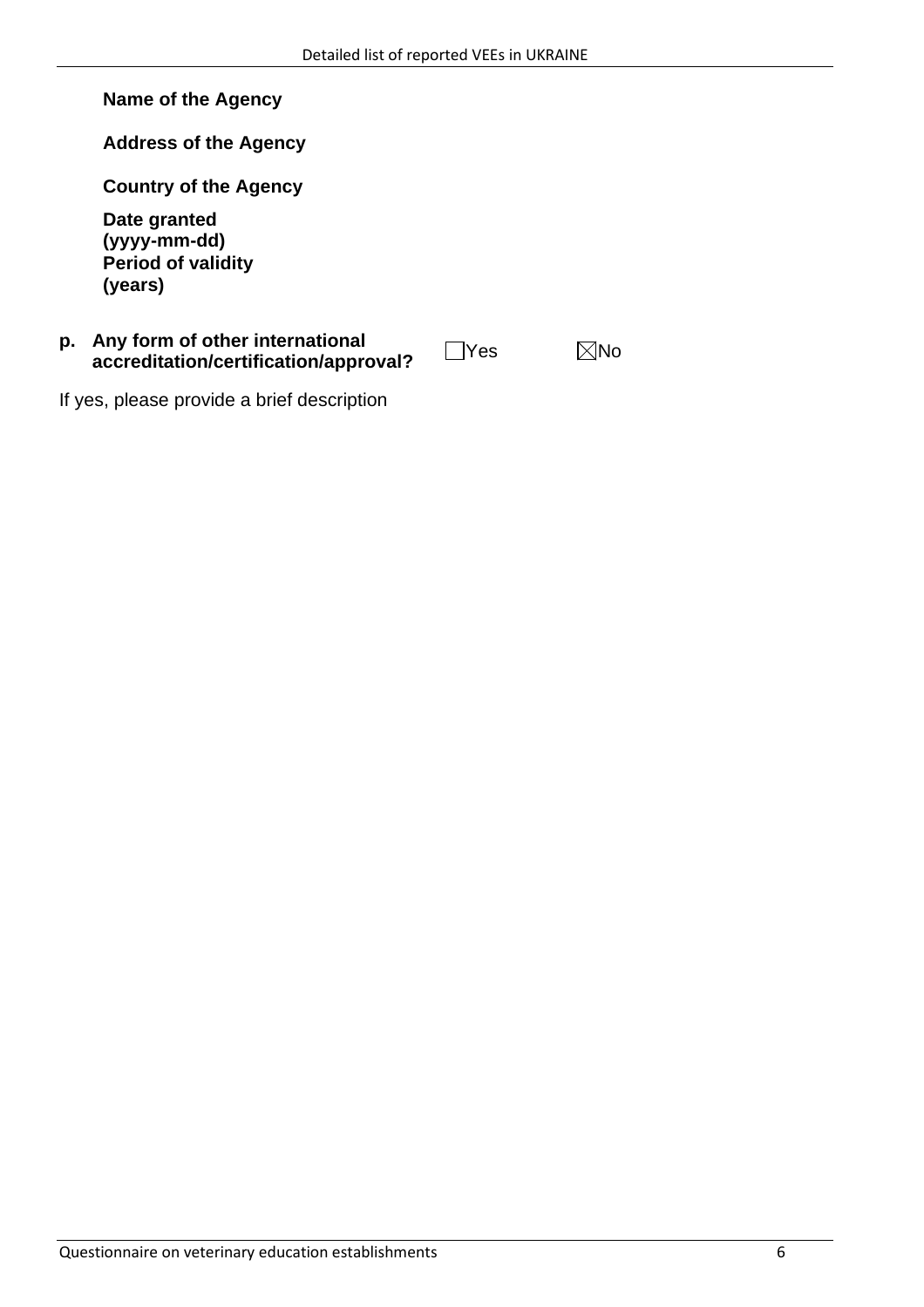**Name of the Agency**

**Address of the Agency**

**Country of the Agency**

**Date granted (yyyy-mm-dd)**
**Period of validity (years)**

**p. Any form of other international accreditation/certification/approval?** ☐Yes ☒No

If yes, please provide a brief description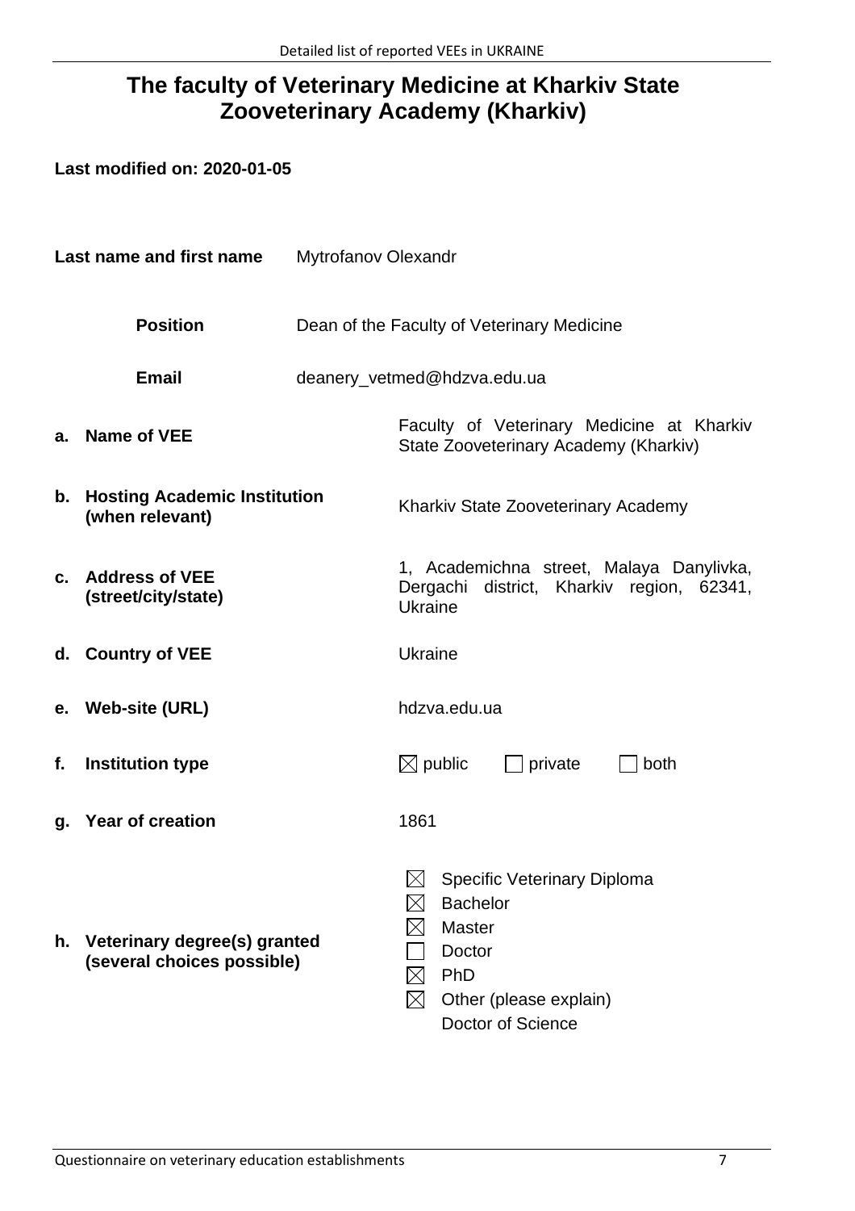# The faculty of Veterinary Medicine at Kharkiv State Zooveterinary Academy (Kharkiv)

**Last modified on: 2020-01-05**

| | |
|---|---|
| **Last name and first name** | Mytrofanov Olexandr |
| **Position** | Dean of the Faculty of Veterinary Medicine |
| **Email** | deanery_vetmed@hdzva.edu.ua |

| | | |
|---|---|---|
| **a.** | **Name of VEE** | Faculty of Veterinary Medicine at Kharkiv State Zooveterinary Academy (Kharkiv) |
| **b.** | **Hosting Academic Institution (when relevant)** | Kharkiv State Zooveterinary Academy |
| **c.** | **Address of VEE (street/city/state)** | 1, Academichna street, Malaya Danylivka, Dergachi district, Kharkiv region, 62341, Ukraine |
| **d.** | **Country of VEE** | Ukraine |
| **e.** | **Web-site (URL)** | hdzva.edu.ua |
| **f.** | **Institution type** | ☒ public ☐ private ☐ both |
| **g.** | **Year of creation** | 1861 |
| **h.** | **Veterinary degree(s) granted (several choices possible)** | ☒ Specific Veterinary Diploma<br>☒ Bachelor<br>☒ Master<br>☐ Doctor<br>☒ PhD<br>☒ Other (please explain)<br>Doctor of Science |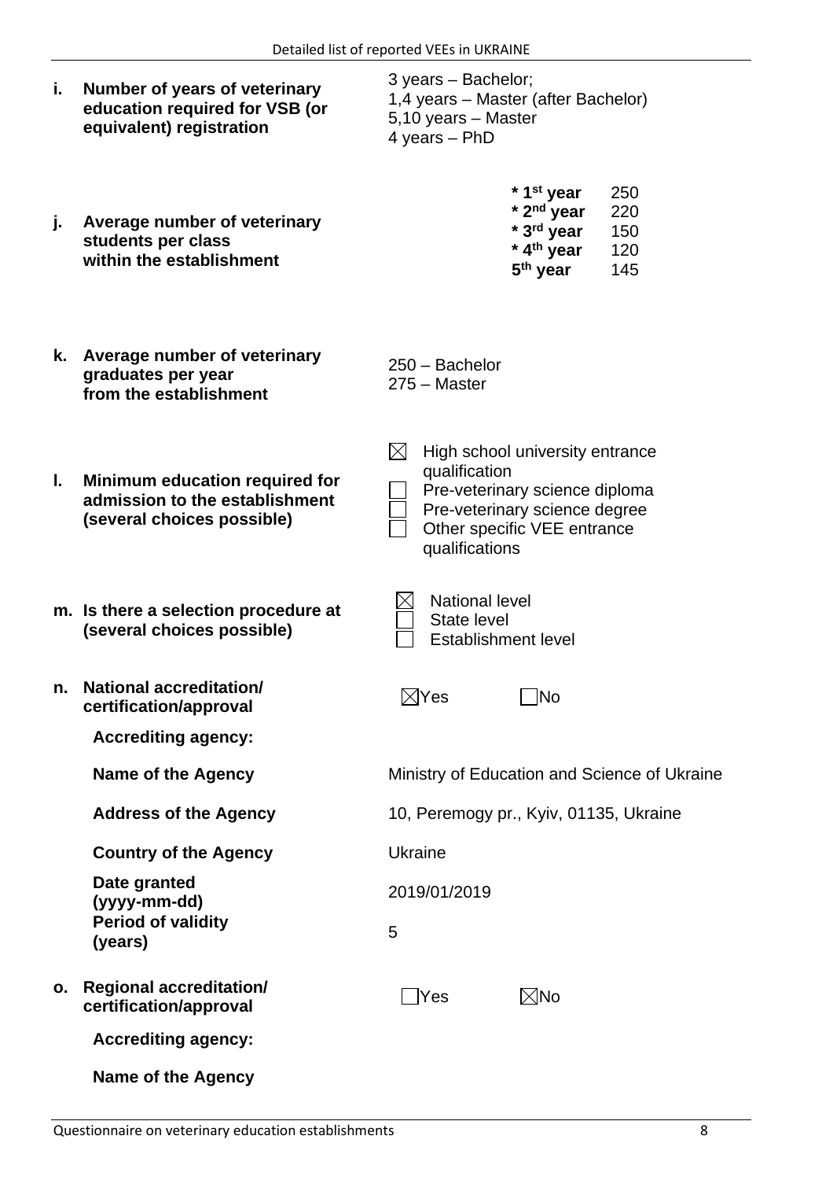**i. Number of years of veterinary education required for VSB (or equivalent) registration**

3 years – Bachelor;
1,4 years – Master (after Bachelor)
5,10 years – Master
4 years – PhD

**j. Average number of veterinary students per class within the establishment**

| | |
|---|---|
| *** 1st year** | 250 |
| *** 2nd year** | 220 |
| *** 3rd year** | 150 |
| *** 4th year** | 120 |
| **5th year** | 145 |

**k. Average number of veterinary graduates per year from the establishment**

250 – Bachelor
275 – Master

**l. Minimum education required for admission to the establishment (several choices possible)**

- ☒ High school university entrance qualification
- ☐ Pre-veterinary science diploma
- ☐ Pre-veterinary science degree
- ☐ Other specific VEE entrance qualifications

**m. Is there a selection procedure at (several choices possible)**

- ☒ National level
- ☐ State level
- ☐ Establishment level

**n. National accreditation/ certification/approval** ☒Yes ☐No

**Accrediting agency:**

**Name of the Agency**: Ministry of Education and Science of Ukraine

**Address of the Agency**: 10, Peremogy pr., Kyiv, 01135, Ukraine

**Country of the Agency**: Ukraine

**Date granted (yyyy-mm-dd)**: 2019/01/2019

**Period of validity (years)**: 5

**o. Regional accreditation/ certification/approval** ☐Yes ☒No

**Accrediting agency:**

**Name of the Agency**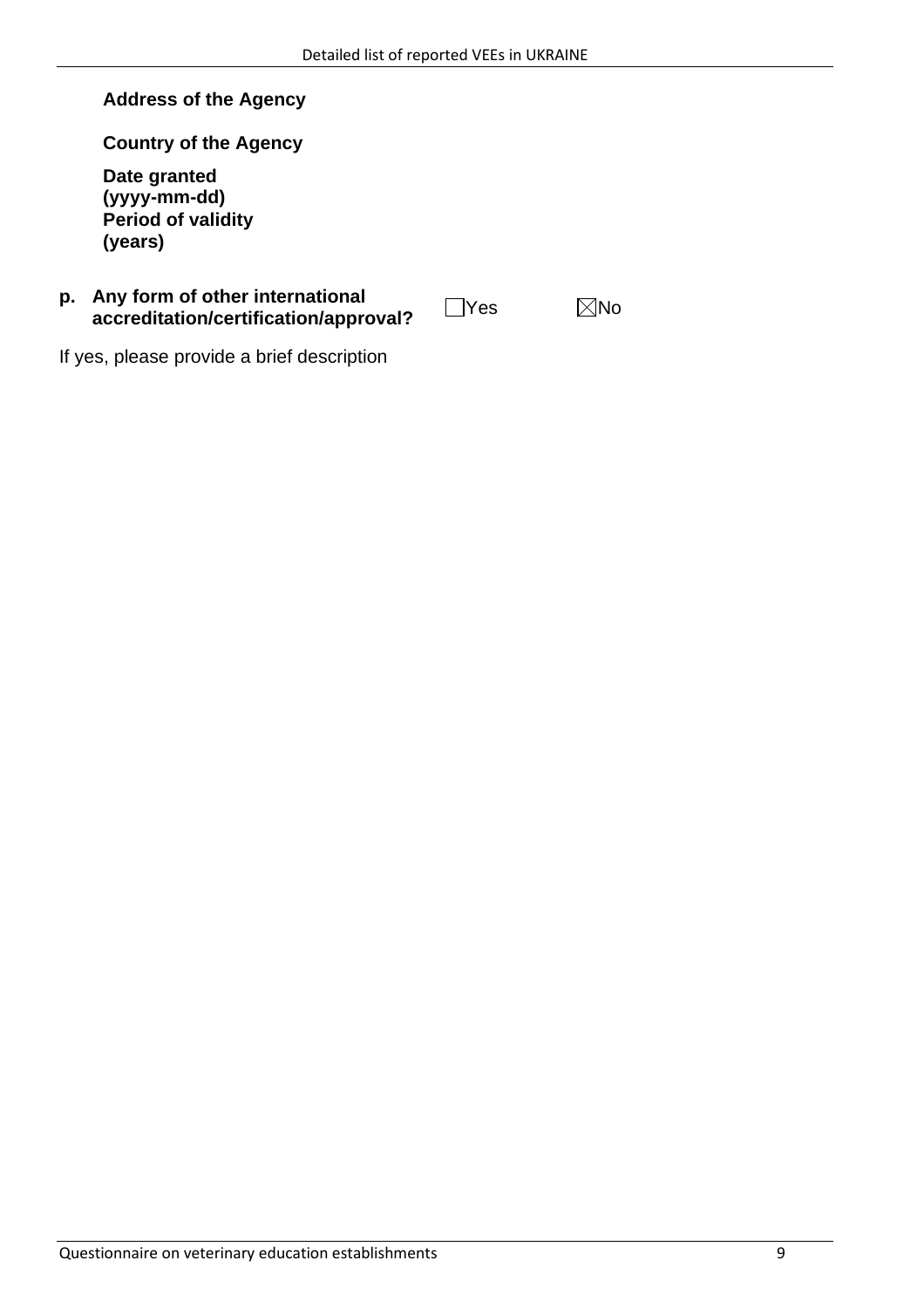**Address of the Agency**

**Country of the Agency**

**Date granted (yyyy-mm-dd)**

**Period of validity (years)**

**p. Any form of other international accreditation/certification/approval?** ☐Yes ☒No

If yes, please provide a brief description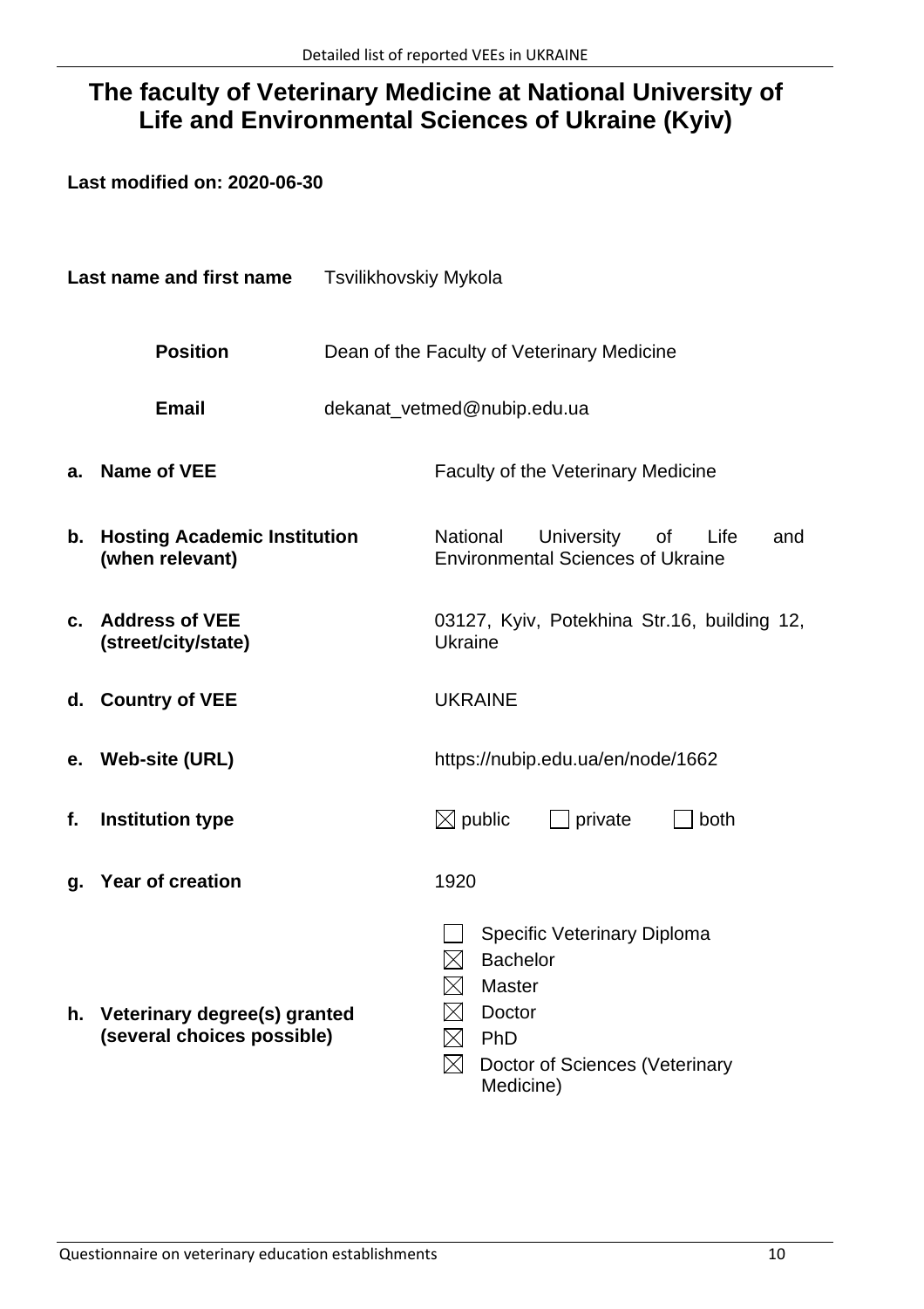# The faculty of Veterinary Medicine at National University of Life and Environmental Sciences of Ukraine (Kyiv)

**Last modified on: 2020-06-30**

**Last name and first name** Tsvilikhovskiy Mykola

**Position** Dean of the Faculty of Veterinary Medicine

**Email** dekanat_vetmed@nubip.edu.ua

**a. Name of VEE** Faculty of the Veterinary Medicine

**b. Hosting Academic Institution (when relevant)** National University of Life and Environmental Sciences of Ukraine

**c. Address of VEE (street/city/state)** 03127, Kyiv, Potekhina Str.16, building 12, Ukraine

**d. Country of VEE** UKRAINE

**e. Web-site (URL)** https://nubip.edu.ua/en/node/1662

**f. Institution type** ☒ public ☐ private ☐ both

**g. Year of creation** 1920

**h. Veterinary degree(s) granted (several choices possible)**

- ☐ Specific Veterinary Diploma
- ☒ Bachelor
- ☒ Master
- ☒ Doctor
- ☒ PhD
- ☒ Doctor of Sciences (Veterinary Medicine)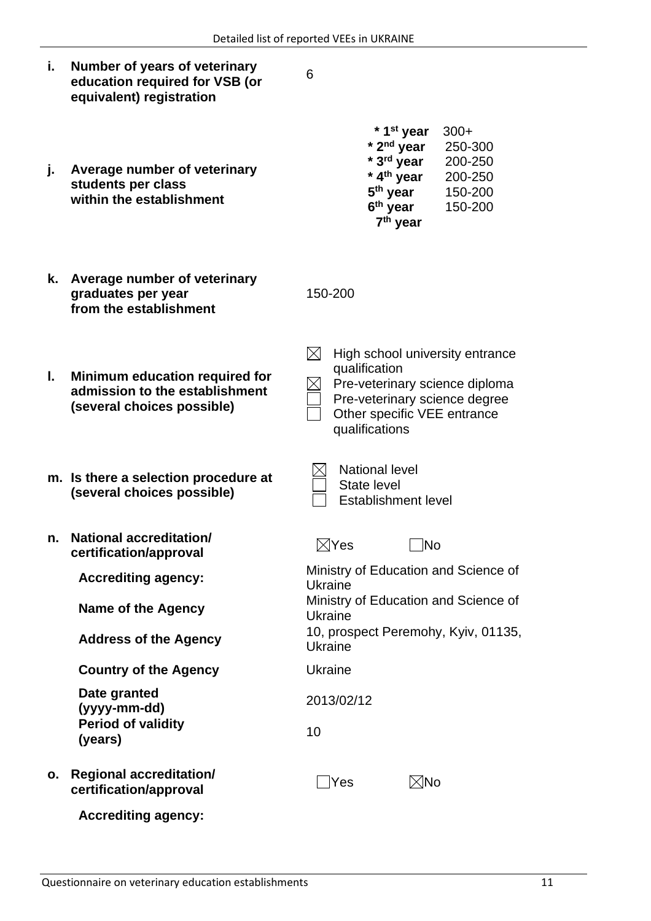**i. Number of years of veterinary education required for VSB (or equivalent) registration**

6

**j. Average number of veterinary students per class within the establishment**

| | |
|---|---|
| **\* 1st year** | 300+ |
| **\* 2nd year** | 250-300 |
| **\* 3rd year** | 200-250 |
| **\* 4th year** | 200-250 |
| **5th year** | 150-200 |
| **6th year** | 150-200 |
| **7th year** | |

**k. Average number of veterinary graduates per year from the establishment**

150-200

**l. Minimum education required for admission to the establishment (several choices possible)**

- ☒ High school university entrance qualification
- ☒ Pre-veterinary science diploma
- ☐ Pre-veterinary science degree
- ☐ Other specific VEE entrance qualifications

**m. Is there a selection procedure at (several choices possible)**

- ☒ National level
- ☐ State level
- ☐ Establishment level

**n. National accreditation/ certification/approval**

☒Yes ☐No

| | |
|---|---|
| **Accrediting agency:** | Ministry of Education and Science of Ukraine |
| **Name of the Agency** | Ministry of Education and Science of Ukraine |
| **Address of the Agency** | 10, prospect Peremohy, Kyiv, 01135, Ukraine |
| **Country of the Agency** | Ukraine |
| **Date granted (yyyy-mm-dd)** | 2013/02/12 |
| **Period of validity (years)** | 10 |

**o. Regional accreditation/ certification/approval**

☐Yes ☒No

**Accrediting agency:**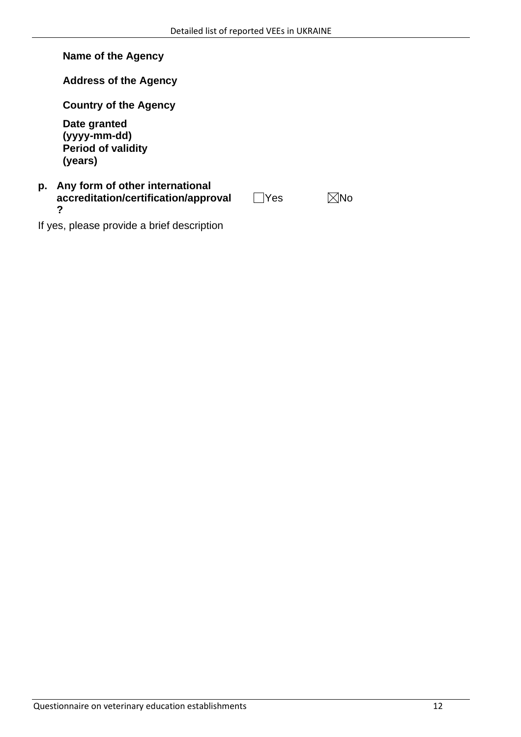**Name of the Agency**

**Address of the Agency**

**Country of the Agency**

**Date granted (yyyy-mm-dd)**

**Period of validity (years)**

**p. Any form of other international accreditation/certification/approval?** ☐Yes ☒No

If yes, please provide a brief description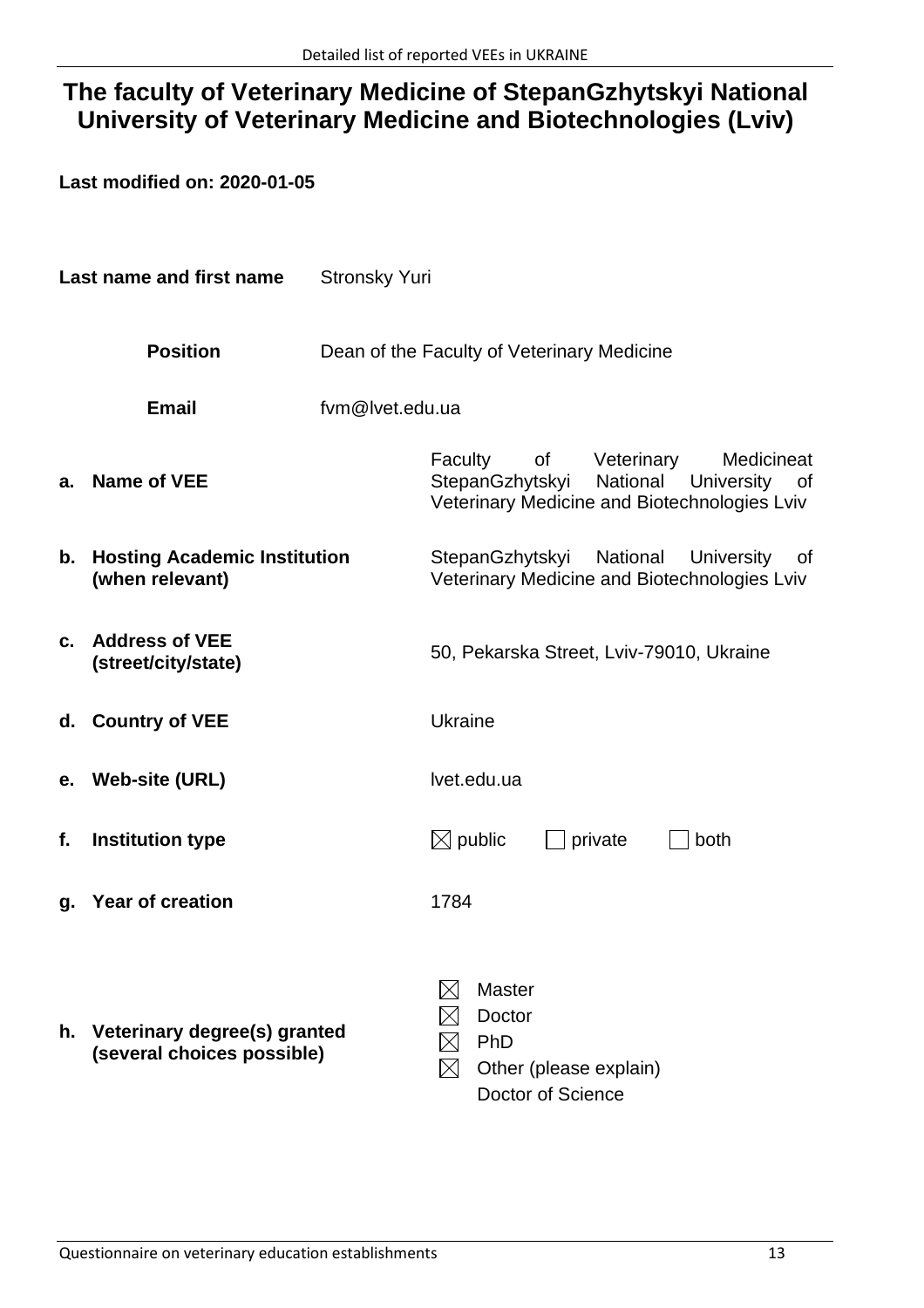# The faculty of Veterinary Medicine of StepanGzhytskyi National University of Veterinary Medicine and Biotechnologies (Lviv)

**Last modified on: 2020-01-05**

| | |
|---|---|
| **Last name and first name** | Stronsky Yuri |
| **Position** | Dean of the Faculty of Veterinary Medicine |
| **Email** | fvm@lvet.edu.ua |

| | |
|---|---|
| **a. Name of VEE** | Faculty of Veterinary Medicineat StepanGzhytskyi National University of Veterinary Medicine and Biotechnologies Lviv |
| **b. Hosting Academic Institution (when relevant)** | StepanGzhytskyi National University of Veterinary Medicine and Biotechnologies Lviv |
| **c. Address of VEE (street/city/state)** | 50, Pekarska Street, Lviv-79010, Ukraine |
| **d. Country of VEE** | Ukraine |
| **e. Web-site (URL)** | lvet.edu.ua |
| **f. Institution type** | ☒ public ☐ private ☐ both |
| **g. Year of creation** | 1784 |
| **h. Veterinary degree(s) granted (several choices possible)** | ☒ Master<br>☒ Doctor<br>☒ PhD<br>☒ Other (please explain)<br>Doctor of Science |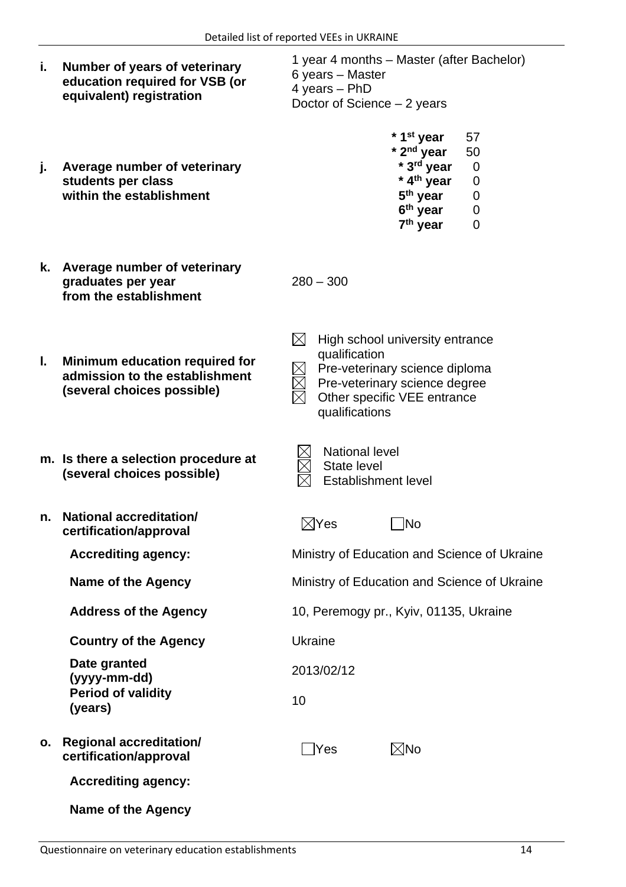| | | |
|---|---|---|
| **i.** | **Number of years of veterinary education required for VSB (or equivalent) registration** | 1 year 4 months – Master (after Bachelor)<br>6 years – Master<br>4 years – PhD<br>Doctor of Science – 2 years |
| **j.** | **Average number of veterinary students per class within the establishment** | **\* 1st year** 57<br>**\* 2nd year** 50<br>**\* 3rd year** 0<br>**\* 4th year** 0<br>**5th year** 0<br>**6th year** 0<br>**7th year** 0 |
| **k.** | **Average number of veterinary graduates per year from the establishment** | 280 – 300 |
| **l.** | **Minimum education required for admission to the establishment (several choices possible)** | ☒ High school university entrance qualification<br>☒ Pre-veterinary science diploma<br>☒ Pre-veterinary science degree<br>☒ Other specific VEE entrance qualifications |
| **m.** | **Is there a selection procedure at (several choices possible)** | ☒ National level<br>☒ State level<br>☒ Establishment level |
| **n.** | **National accreditation/ certification/approval** | ☒Yes ☐No |
| | **Accrediting agency:** | Ministry of Education and Science of Ukraine |
| | **Name of the Agency** | Ministry of Education and Science of Ukraine |
| | **Address of the Agency** | 10, Peremogy pr., Kyiv, 01135, Ukraine |
| | **Country of the Agency** | Ukraine |
| | **Date granted (yyyy-mm-dd)** | 2013/02/12 |
| | **Period of validity (years)** | 10 |
| **o.** | **Regional accreditation/ certification/approval** | ☐Yes ☒No |
| | **Accrediting agency:** | |
| | **Name of the Agency** | |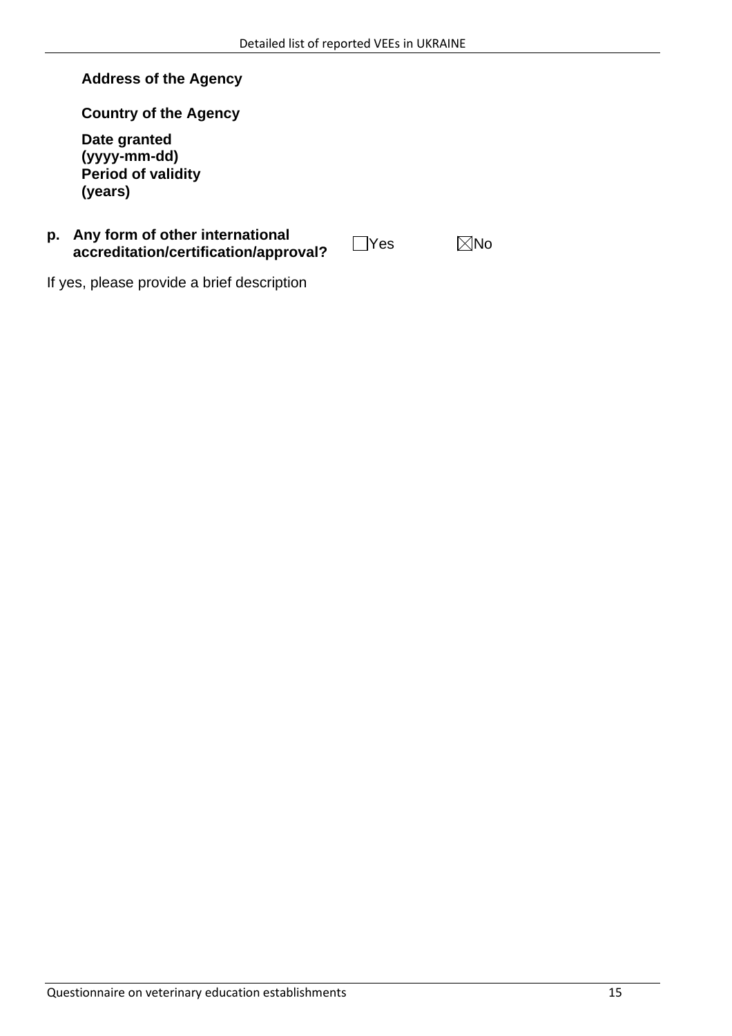**Address of the Agency**

**Country of the Agency**

**Date granted (yyyy-mm-dd)**

**Period of validity (years)**

**p. Any form of other international accreditation/certification/approval?** ☐Yes ☒No

If yes, please provide a brief description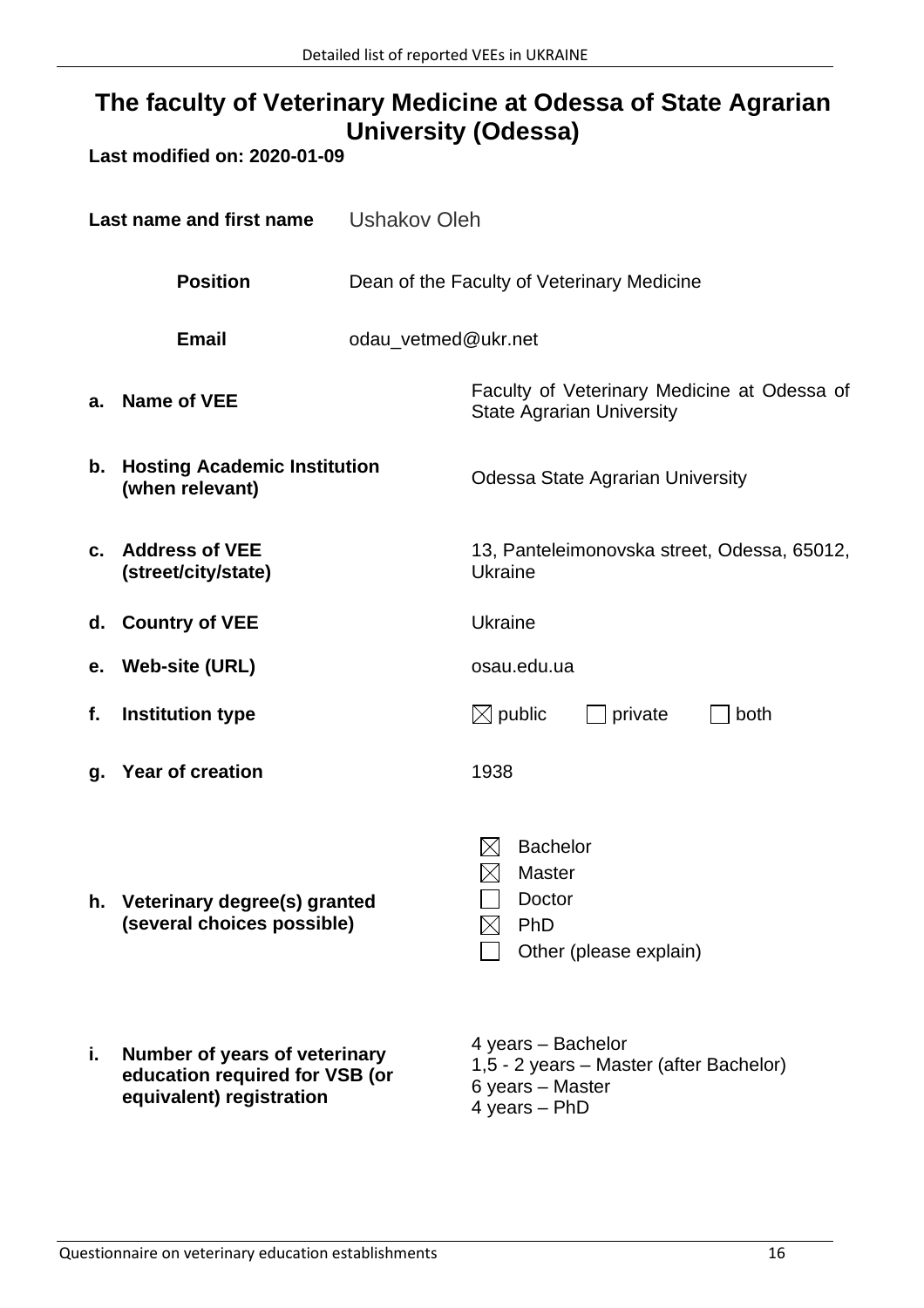# The faculty of Veterinary Medicine at Odessa of State Agrarian University (Odessa)

**Last modified on: 2020-01-09**

| | |
|---|---|
| **Last name and first name** | Ushakov Oleh |
| **Position** | Dean of the Faculty of Veterinary Medicine |
| **Email** | odau_vetmed@ukr.net |

| | | |
|---|---|---|
| **a.** | **Name of VEE** | Faculty of Veterinary Medicine at Odessa of State Agrarian University |
| **b.** | **Hosting Academic Institution (when relevant)** | Odessa State Agrarian University |
| **c.** | **Address of VEE (street/city/state)** | 13, Panteleimonovska street, Odessa, 65012, Ukraine |
| **d.** | **Country of VEE** | Ukraine |
| **e.** | **Web-site (URL)** | osau.edu.ua |
| **f.** | **Institution type** | ☒ public ☐ private ☐ both |
| **g.** | **Year of creation** | 1938 |
| **h.** | **Veterinary degree(s) granted (several choices possible)** | ☒ Bachelor<br>☒ Master<br>☐ Doctor<br>☒ PhD<br>☐ Other (please explain) |
| **i.** | **Number of years of veterinary education required for VSB (or equivalent) registration** | 4 years – Bachelor<br>1,5 - 2 years – Master (after Bachelor)<br>6 years – Master<br>4 years – PhD |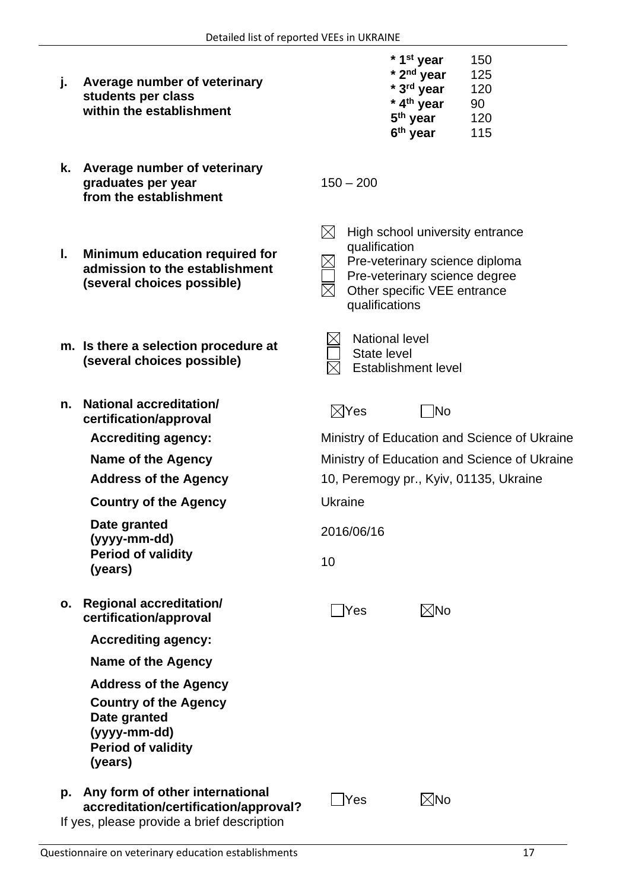**j. Average number of veterinary students per class within the establishment**

| | |
|---|---|
| * 1st year | 150 |
| * 2nd year | 125 |
| * 3rd year | 120 |
| * 4th year | 90 |
| 5th year | 120 |
| 6th year | 115 |

**k. Average number of veterinary graduates per year from the establishment**

150 – 200

**l. Minimum education required for admission to the establishment (several choices possible)**

- ☒ High school university entrance qualification
- ☒ Pre-veterinary science diploma
- ☐ Pre-veterinary science degree
- ☒ Other specific VEE entrance qualifications

**m. Is there a selection procedure at (several choices possible)**

- ☒ National level
- ☐ State level
- ☒ Establishment level

**n. National accreditation/ certification/approval**

☒Yes ☐No

| | |
|---|---|
| **Accrediting agency:** | Ministry of Education and Science of Ukraine |
| **Name of the Agency** | Ministry of Education and Science of Ukraine |
| **Address of the Agency** | 10, Peremogy pr., Kyiv, 01135, Ukraine |
| **Country of the Agency** | Ukraine |
| **Date granted (yyyy-mm-dd)** | 2016/06/16 |
| **Period of validity (years)** | 10 |

**o. Regional accreditation/ certification/approval**

☐Yes ☒No

| | |
|---|---|
| **Accrediting agency:** | |
| **Name of the Agency** | |
| **Address of the Agency** | |
| **Country of the Agency** | |
| **Date granted (yyyy-mm-dd)** | |
| **Period of validity (years)** | |

**p. Any form of other international accreditation/certification/approval?**

If yes, please provide a brief description

☐Yes ☒No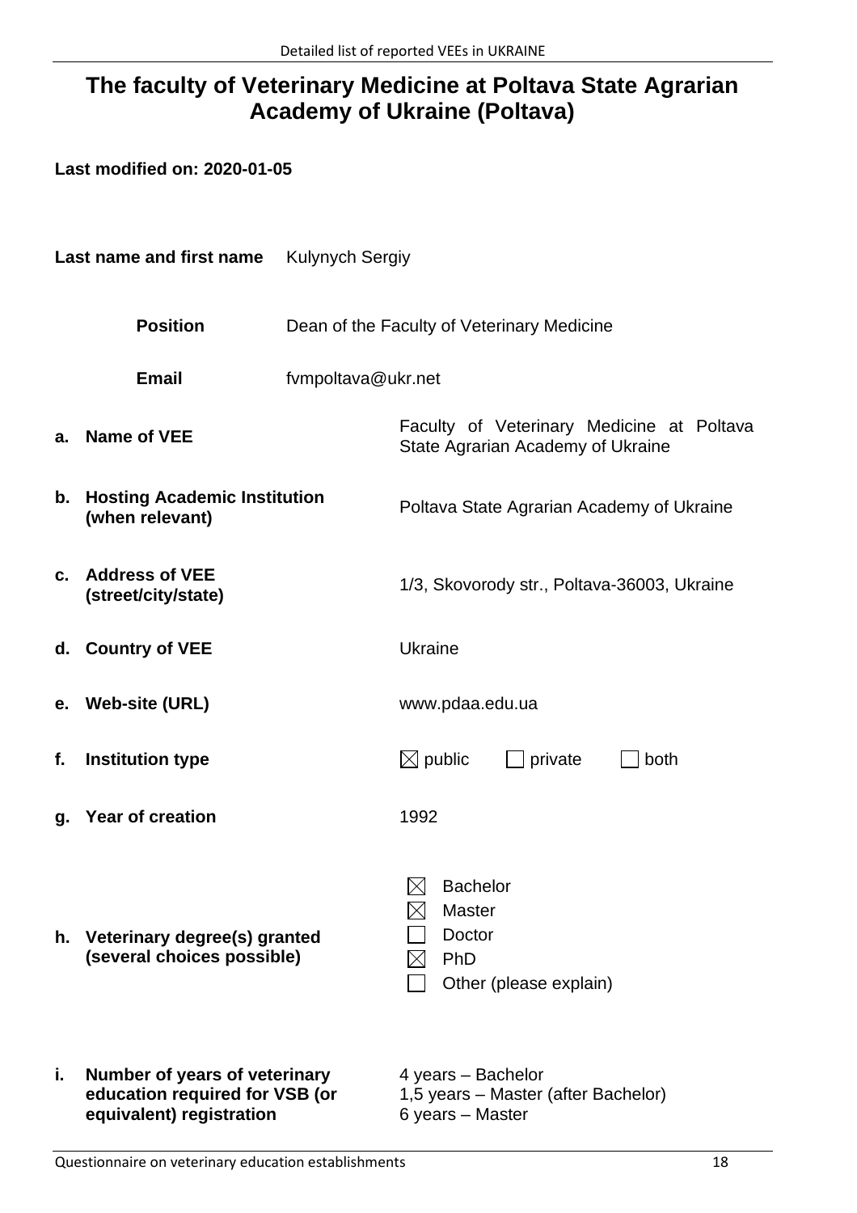# The faculty of Veterinary Medicine at Poltava State Agrarian Academy of Ukraine (Poltava)

**Last modified on: 2020-01-05**

**Last name and first name** Kulynych Sergiy

**Position** Dean of the Faculty of Veterinary Medicine

**Email** fvmpoltava@ukr.net

| | | |
|---|---|---|
| **a.** | **Name of VEE** | Faculty of Veterinary Medicine at Poltava State Agrarian Academy of Ukraine |
| **b.** | **Hosting Academic Institution (when relevant)** | Poltava State Agrarian Academy of Ukraine |
| **c.** | **Address of VEE (street/city/state)** | 1/3, Skovorody str., Poltava-36003, Ukraine |
| **d.** | **Country of VEE** | Ukraine |
| **e.** | **Web-site (URL)** | www.pdaa.edu.ua |
| **f.** | **Institution type** | ☒ public ☐ private ☐ both |
| **g.** | **Year of creation** | 1992 |
| **h.** | **Veterinary degree(s) granted (several choices possible)** | ☒ Bachelor<br>☒ Master<br>☐ Doctor<br>☒ PhD<br>☐ Other (please explain) |
| **i.** | **Number of years of veterinary education required for VSB (or equivalent) registration** | 4 years – Bachelor<br>1,5 years – Master (after Bachelor)<br>6 years – Master |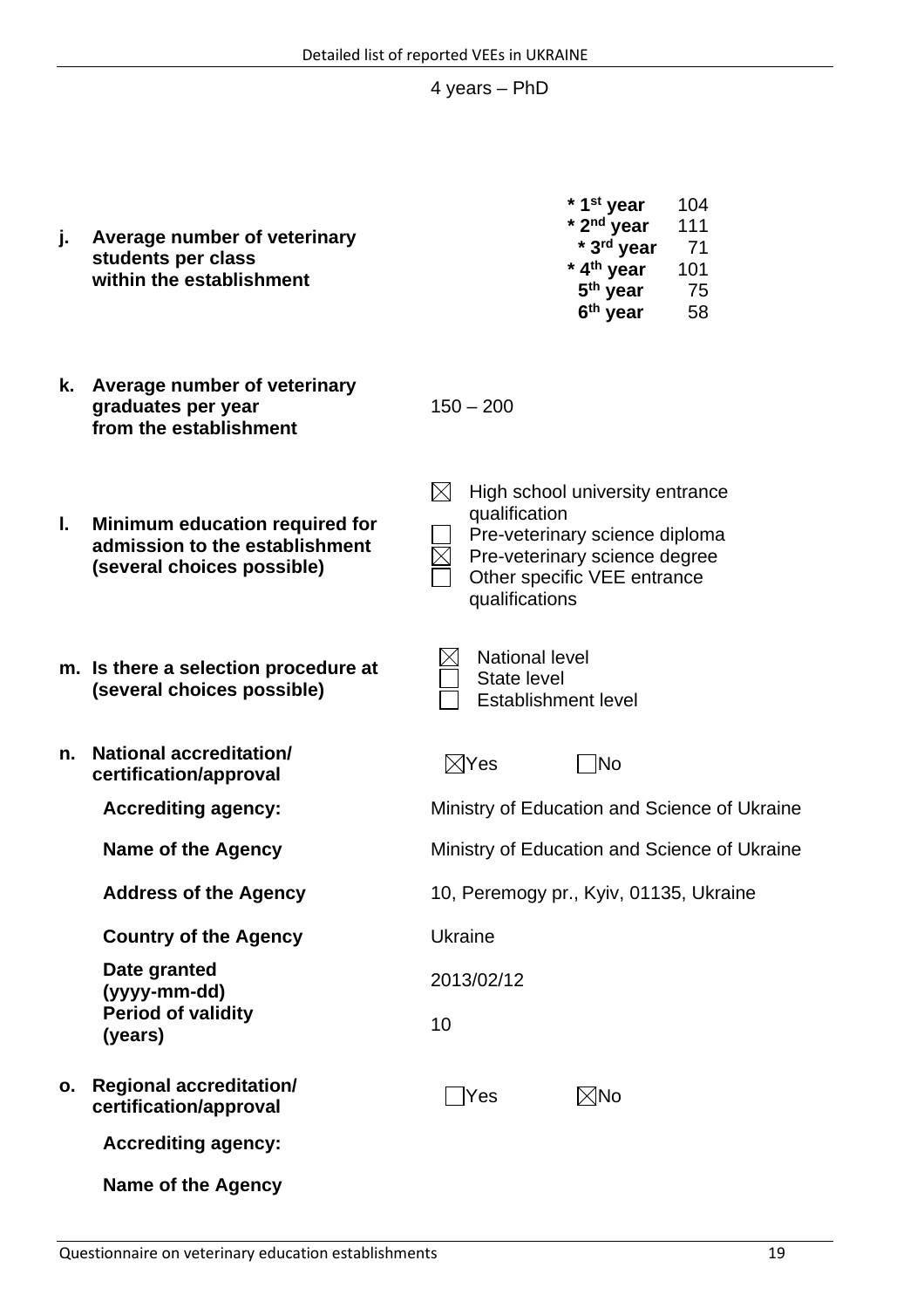4 years – PhD

**j. Average number of veterinary students per class within the establishment**

| | |
|---|---|
| *** 1st year** | 104 |
| *** 2nd year** | 111 |
| *** 3rd year** | 71 |
| *** 4th year** | 101 |
| **5th year** | 75 |
| **6th year** | 58 |

**k. Average number of veterinary graduates per year from the establishment**

150 – 200

**l. Minimum education required for admission to the establishment (several choices possible)**

- ☒ High school university entrance qualification
- ☐ Pre-veterinary science diploma
- ☒ Pre-veterinary science degree
- ☐ Other specific VEE entrance qualifications

**m. Is there a selection procedure at (several choices possible)**

- ☒ National level
- ☐ State level
- ☐ Establishment level

**n. National accreditation/ certification/approval**

☒Yes ☐No

| | |
|---|---|
| **Accrediting agency:** | Ministry of Education and Science of Ukraine |
| **Name of the Agency** | Ministry of Education and Science of Ukraine |
| **Address of the Agency** | 10, Peremogy pr., Kyiv, 01135, Ukraine |
| **Country of the Agency** | Ukraine |
| **Date granted (yyyy-mm-dd)** | 2013/02/12 |
| **Period of validity (years)** | 10 |

**o. Regional accreditation/ certification/approval**

☐Yes ☒No

**Accrediting agency:**

**Name of the Agency**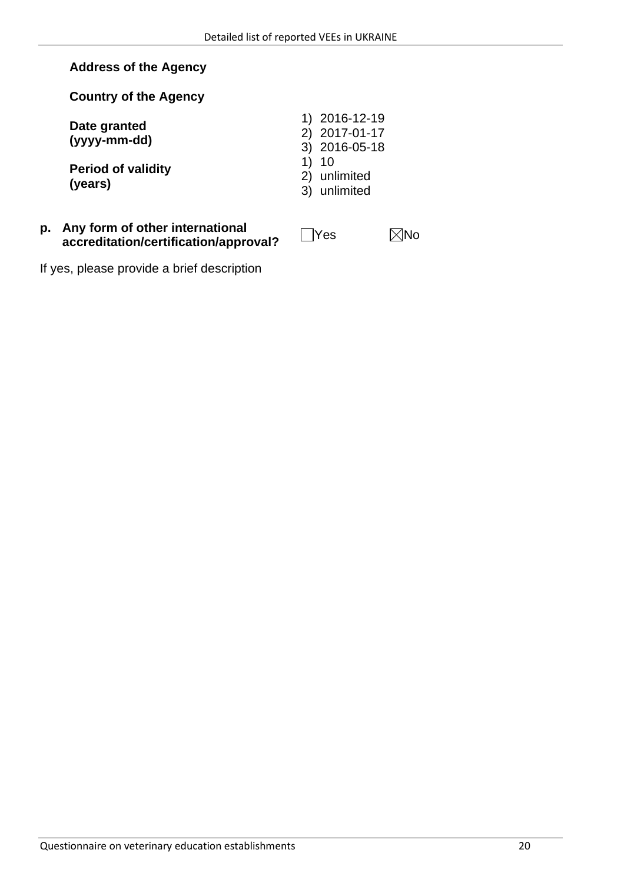**Address of the Agency**

**Country of the Agency**

| | |
|---|---|
| **Date granted (yyyy-mm-dd)** | 1) 2016-12-19<br>2) 2017-01-17<br>3) 2016-05-18 |
| **Period of validity (years)** | 1) 10<br>2) unlimited<br>3) unlimited |

**p. Any form of other international accreditation/certification/approval?** ☐Yes ☒No

If yes, please provide a brief description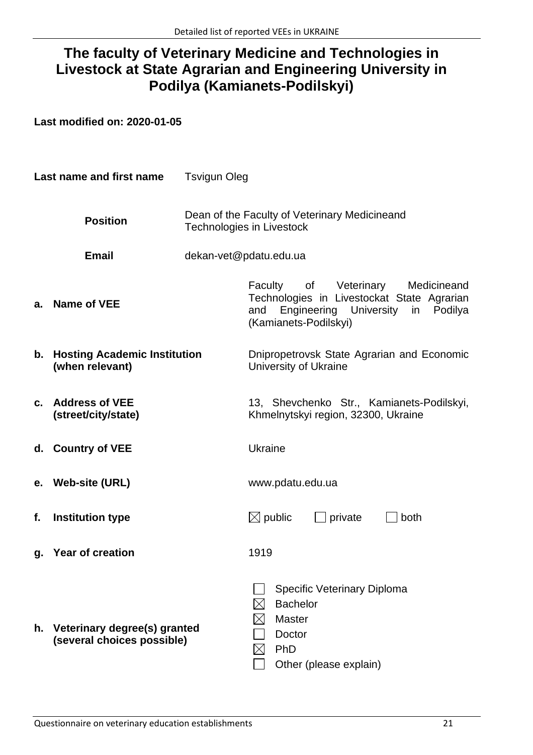# The faculty of Veterinary Medicine and Technologies in Livestock at State Agrarian and Engineering University in Podilya (Kamianets-Podilskyi)

**Last modified on: 2020-01-05**

**Last name and first name** Tsvigun Oleg

**Position** Dean of the Faculty of Veterinary Medicineand Technologies in Livestock

**Email** dekan-vet@pdatu.edu.ua

| | | |
|---|---|---|
| **a.** | **Name of VEE** | Faculty of Veterinary Medicineand Technologies in Livestockat State Agrarian and Engineering University in Podilya (Kamianets-Podilskyi) |
| **b.** | **Hosting Academic Institution (when relevant)** | Dnipropetrovsk State Agrarian and Economic University of Ukraine |
| **c.** | **Address of VEE (street/city/state)** | 13, Shevchenko Str., Kamianets-Podilskyi, Khmelnytskyi region, 32300, Ukraine |
| **d.** | **Country of VEE** | Ukraine |
| **e.** | **Web-site (URL)** | www.pdatu.edu.ua |
| **f.** | **Institution type** | ☒ public ☐ private ☐ both |
| **g.** | **Year of creation** | 1919 |
| **h.** | **Veterinary degree(s) granted (several choices possible)** | ☐ Specific Veterinary Diploma<br>☒ Bachelor<br>☒ Master<br>☐ Doctor<br>☒ PhD<br>☐ Other (please explain) |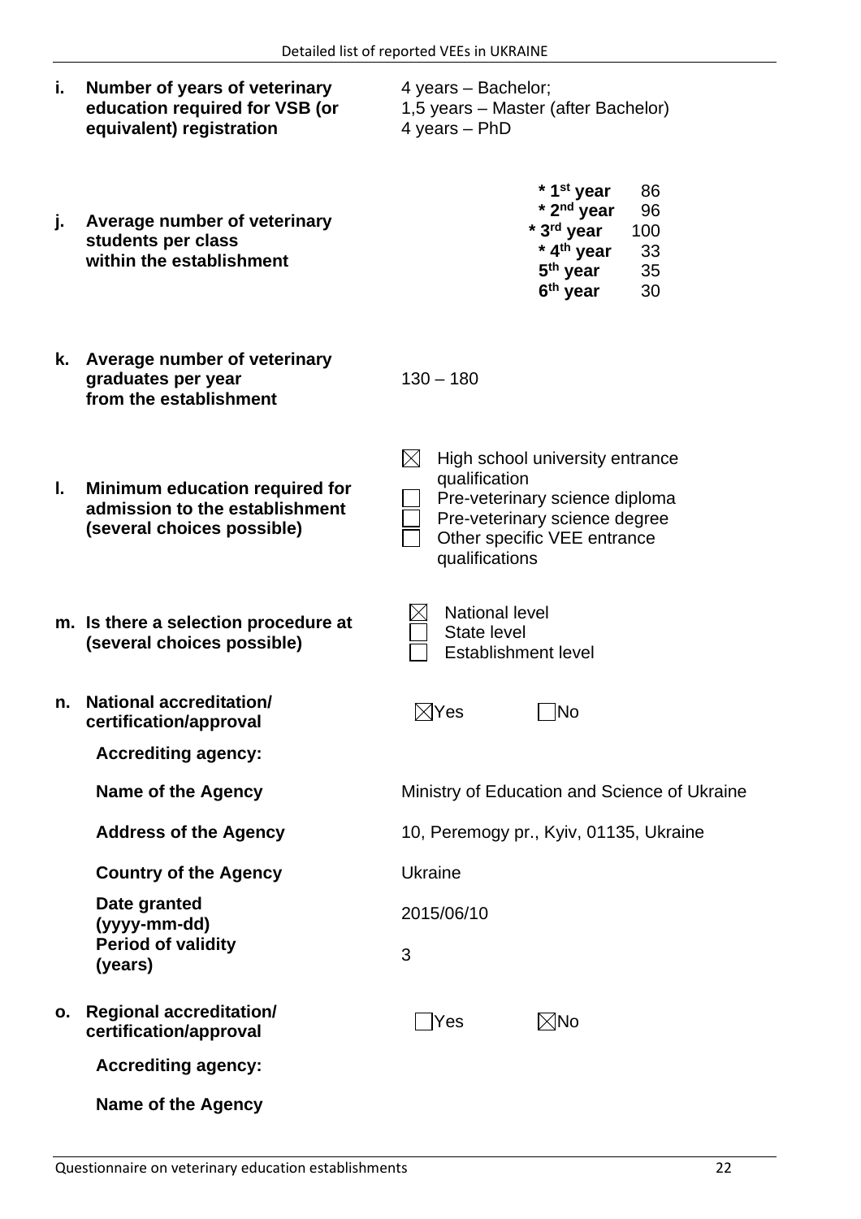| | | |
|---|---|---|
| **i.** | **Number of years of veterinary education required for VSB (or equivalent) registration** | 4 years – Bachelor;<br>1,5 years – Master (after Bachelor)<br>4 years – PhD |
| **j.** | **Average number of veterinary students per class within the establishment** | **\* 1st year** 86<br>**\* 2nd year** 96<br>**\* 3rd year** 100<br>**\* 4th year** 33<br>**5th year** 35<br>**6th year** 30 |
| **k.** | **Average number of veterinary graduates per year from the establishment** | 130 – 180 |
| **l.** | **Minimum education required for admission to the establishment (several choices possible)** | ☒ High school university entrance qualification<br>☐ Pre-veterinary science diploma<br>☐ Pre-veterinary science degree<br>☐ Other specific VEE entrance qualifications |
| **m.** | **Is there a selection procedure at (several choices possible)** | ☒ National level<br>☐ State level<br>☐ Establishment level |
| **n.** | **National accreditation/ certification/approval** | ☒Yes ☐No |
| | **Accrediting agency:** | |
| | **Name of the Agency** | Ministry of Education and Science of Ukraine |
| | **Address of the Agency** | 10, Peremogy pr., Kyiv, 01135, Ukraine |
| | **Country of the Agency** | Ukraine |
| | **Date granted (yyyy-mm-dd)** | 2015/06/10 |
| | **Period of validity (years)** | 3 |
| **o.** | **Regional accreditation/ certification/approval** | ☐Yes ☒No |
| | **Accrediting agency:** | |
| | **Name of the Agency** | |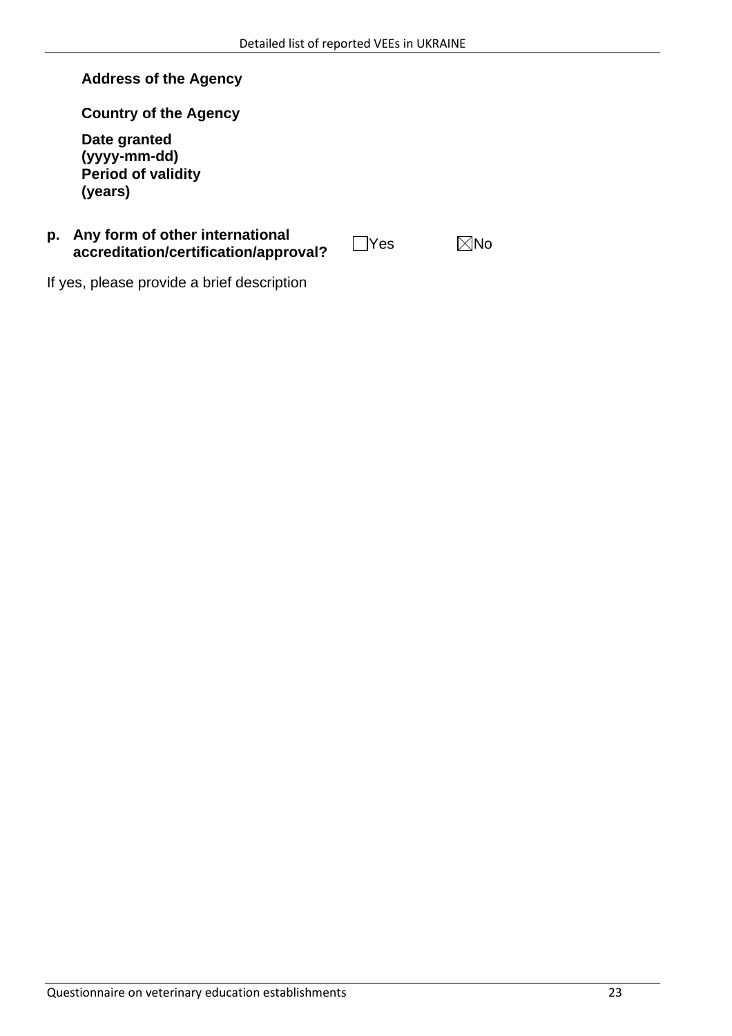**Address of the Agency**

**Country of the Agency**

**Date granted (yyyy-mm-dd)**

**Period of validity (years)**

**p. Any form of other international accreditation/certification/approval?** ☐Yes ☒No

If yes, please provide a brief description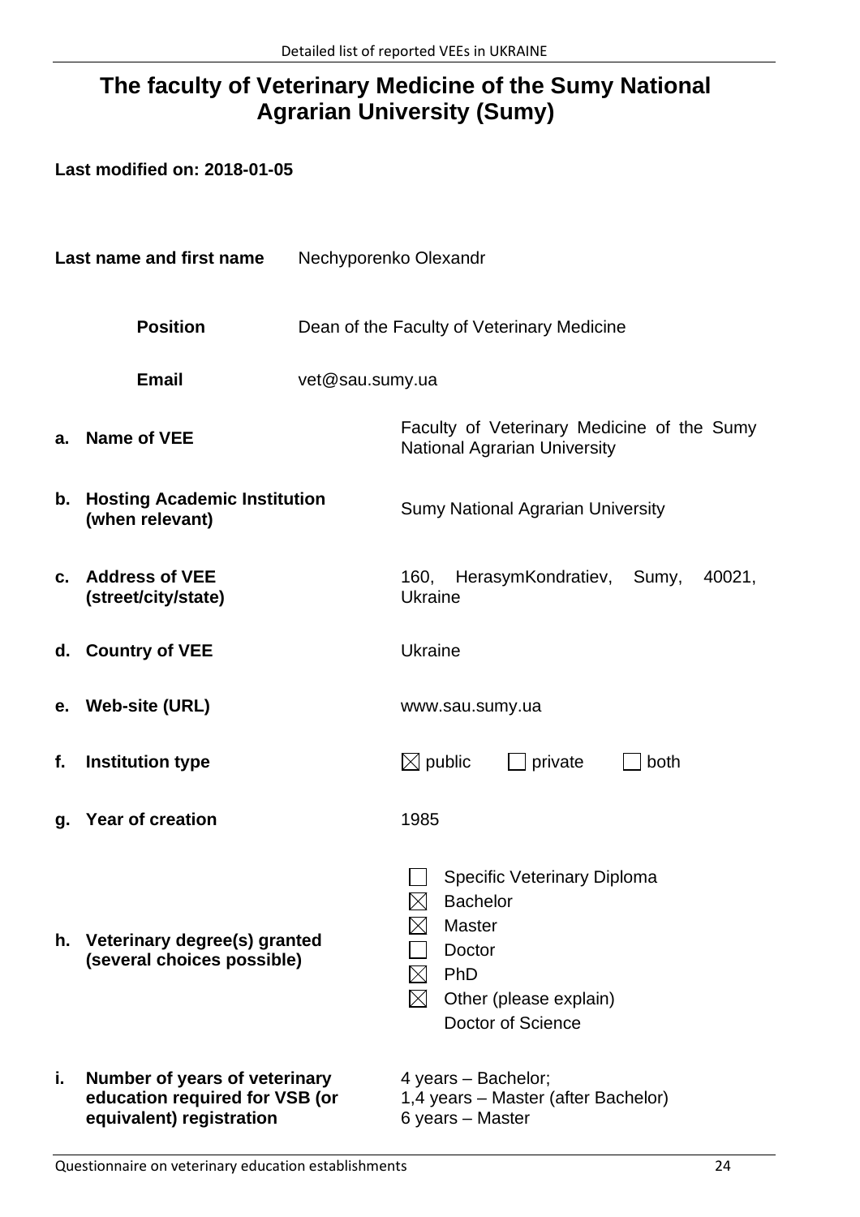# The faculty of Veterinary Medicine of the Sumy National Agrarian University (Sumy)

**Last modified on: 2018-01-05**

| | |
|---|---|
| **Last name and first name** | Nechyporenko Olexandr |
| **Position** | Dean of the Faculty of Veterinary Medicine |
| **Email** | vet@sau.sumy.ua |

| | | |
|---|---|---|
| **a.** | **Name of VEE** | Faculty of Veterinary Medicine of the Sumy National Agrarian University |
| **b.** | **Hosting Academic Institution (when relevant)** | Sumy National Agrarian University |
| **c.** | **Address of VEE (street/city/state)** | 160, HerasymKondratiev, Sumy, 40021, Ukraine |
| **d.** | **Country of VEE** | Ukraine |
| **e.** | **Web-site (URL)** | www.sau.sumy.ua |
| **f.** | **Institution type** | ☒ public ☐ private ☐ both |
| **g.** | **Year of creation** | 1985 |
| **h.** | **Veterinary degree(s) granted (several choices possible)** | ☐ Specific Veterinary Diploma<br>☒ Bachelor<br>☒ Master<br>☐ Doctor<br>☒ PhD<br>☒ Other (please explain)<br>Doctor of Science |
| **i.** | **Number of years of veterinary education required for VSB (or equivalent) registration** | 4 years – Bachelor;<br>1,4 years – Master (after Bachelor)<br>6 years – Master |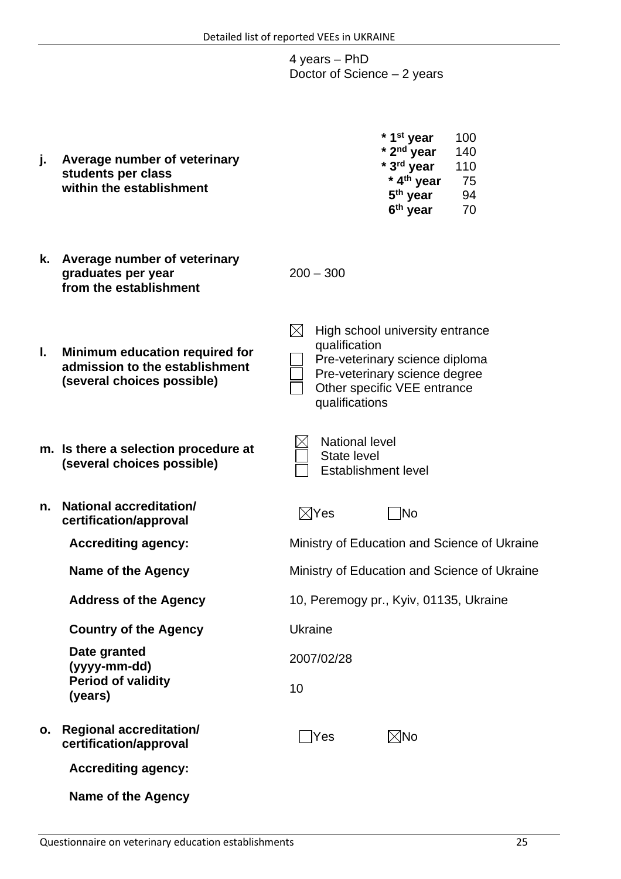4 years – PhD
Doctor of Science – 2 years

| | | |
|---|---|---|
| **j.** | **Average number of veterinary students per class within the establishment** | **\* 1st year** 100<br>**\* 2nd year** 140<br>**\* 3rd year** 110<br>**\* 4th year** 75<br>**5th year** 94<br>**6th year** 70 |
| **k.** | **Average number of veterinary graduates per year from the establishment** | 200 – 300 |
| **l.** | **Minimum education required for admission to the establishment (several choices possible)** | ☒ High school university entrance qualification<br>☐ Pre-veterinary science diploma<br>☐ Pre-veterinary science degree<br>☐ Other specific VEE entrance qualifications |
| **m.** | **Is there a selection procedure at (several choices possible)** | ☒ National level<br>☐ State level<br>☐ Establishment level |
| **n.** | **National accreditation/ certification/approval** | ☒Yes ☐No |
| | **Accrediting agency:** | Ministry of Education and Science of Ukraine |
| | **Name of the Agency** | Ministry of Education and Science of Ukraine |
| | **Address of the Agency** | 10, Peremogy pr., Kyiv, 01135, Ukraine |
| | **Country of the Agency** | Ukraine |
| | **Date granted (yyyy-mm-dd)** | 2007/02/28 |
| | **Period of validity (years)** | 10 |
| **o.** | **Regional accreditation/ certification/approval** | ☐Yes ☒No |
| | **Accrediting agency:** | |
| | **Name of the Agency** | |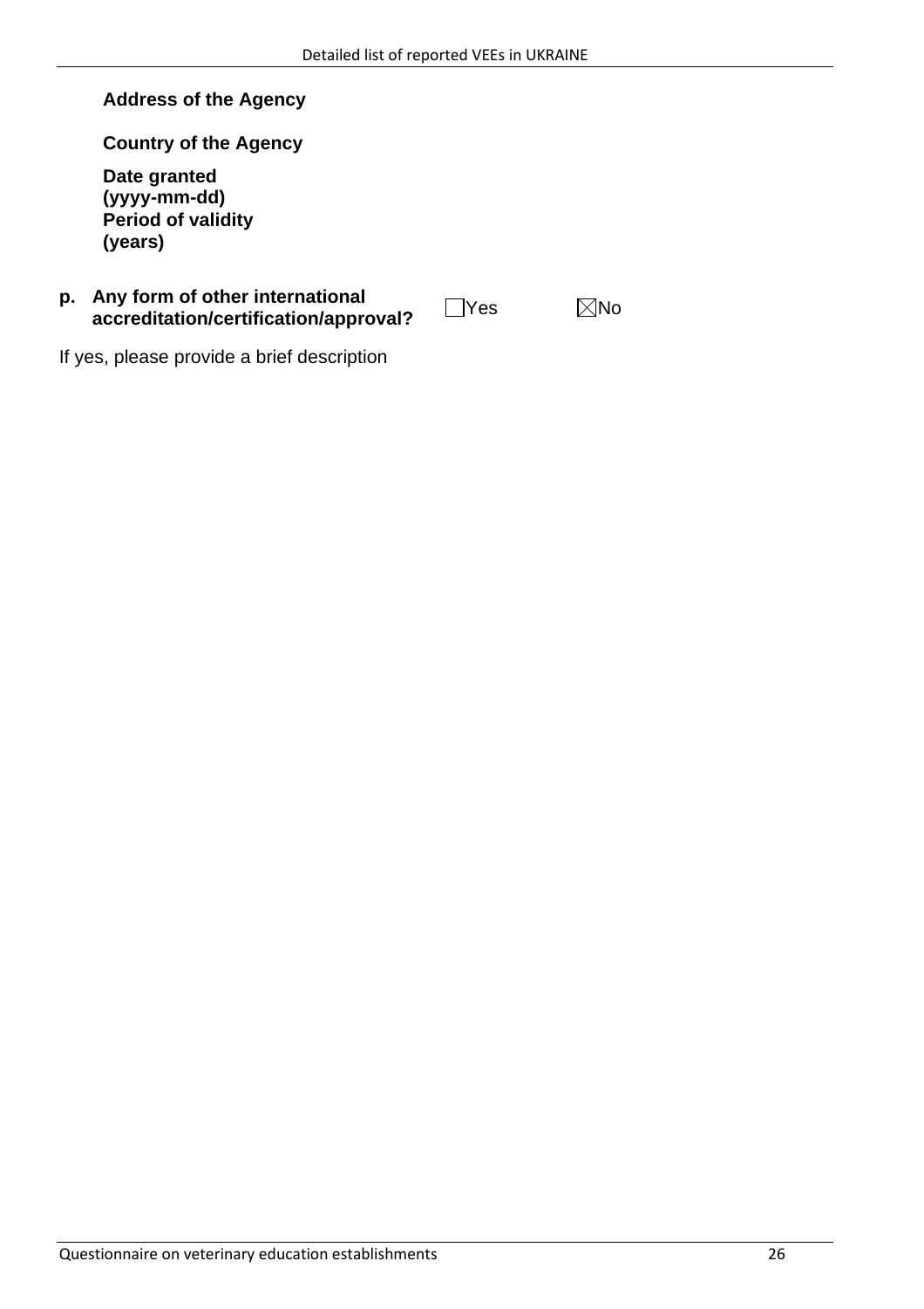**Address of the Agency**

**Country of the Agency**

**Date granted (yyyy-mm-dd)**

**Period of validity (years)**

**p. Any form of other international accreditation/certification/approval?** ☐Yes ☒No

If yes, please provide a brief description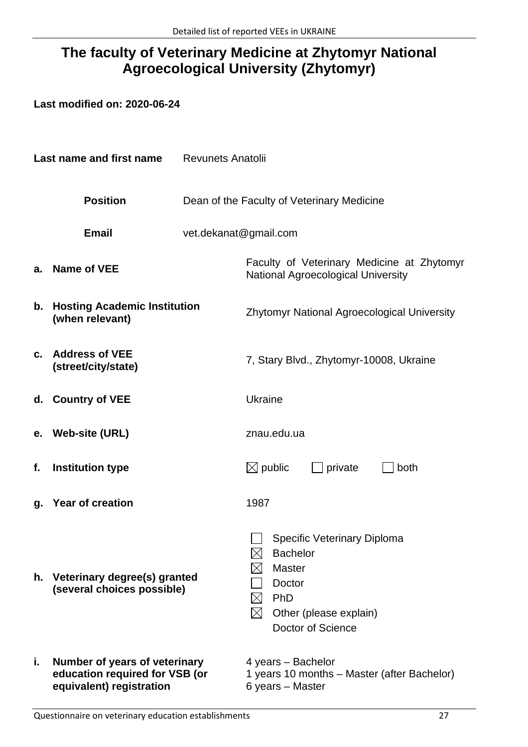# The faculty of Veterinary Medicine at Zhytomyr National Agroecological University (Zhytomyr)

**Last modified on: 2020-06-24**

**Last name and first name** Revunets Anatolii

**Position** Dean of the Faculty of Veterinary Medicine

**Email** vet.dekanat@gmail.com

| | | |
|---|---|---|
| **a.** | **Name of VEE** | Faculty of Veterinary Medicine at Zhytomyr National Agroecological University |
| **b.** | **Hosting Academic Institution (when relevant)** | Zhytomyr National Agroecological University |
| **c.** | **Address of VEE (street/city/state)** | 7, Stary Blvd., Zhytomyr-10008, Ukraine |
| **d.** | **Country of VEE** | Ukraine |
| **e.** | **Web-site (URL)** | znau.edu.ua |
| **f.** | **Institution type** | ☒ public ☐ private ☐ both |
| **g.** | **Year of creation** | 1987 |
| **h.** | **Veterinary degree(s) granted (several choices possible)** | ☐ Specific Veterinary Diploma<br>☒ Bachelor<br>☒ Master<br>☐ Doctor<br>☒ PhD<br>☒ Other (please explain)<br>Doctor of Science |
| **i.** | **Number of years of veterinary education required for VSB (or equivalent) registration** | 4 years – Bachelor<br>1 years 10 months – Master (after Bachelor)<br>6 years – Master |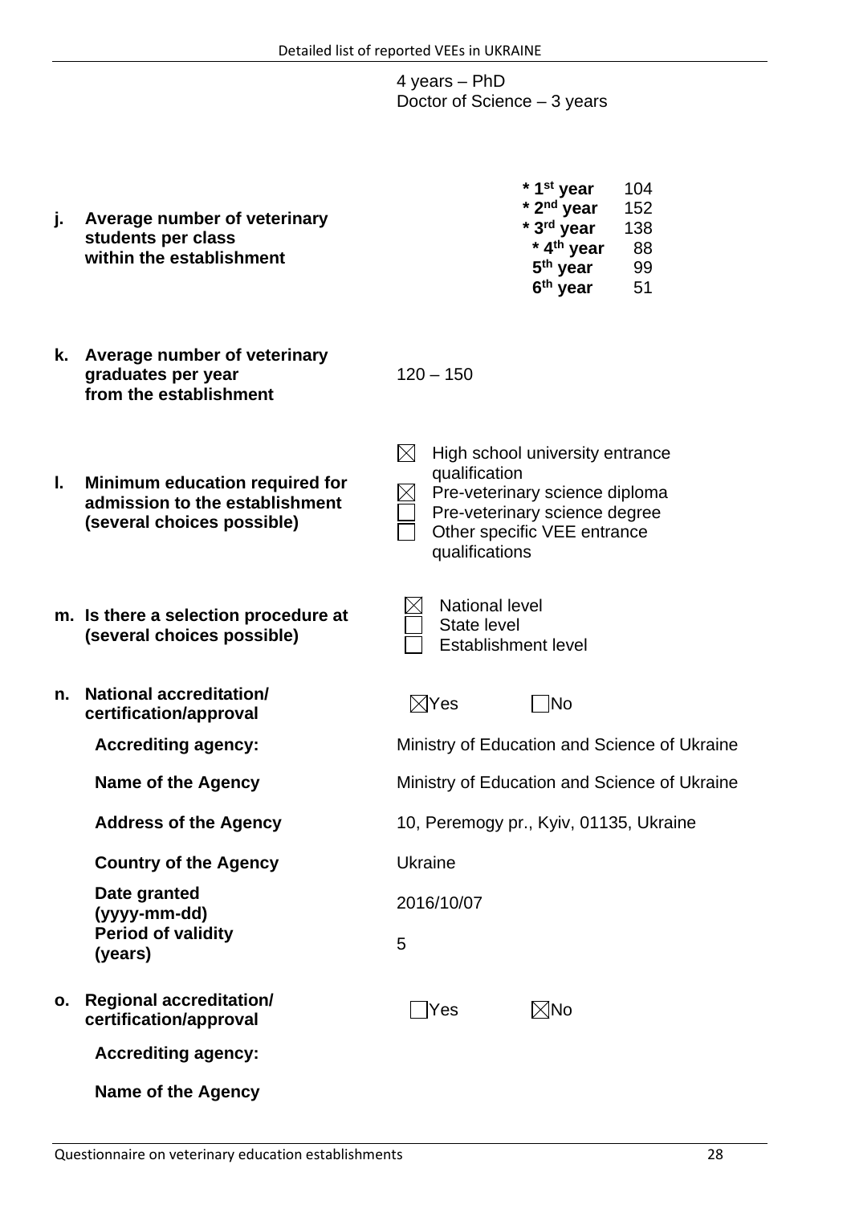4 years – PhD
Doctor of Science – 3 years

| | | |
|---|---|---|
| **j.** | **Average number of veterinary students per class within the establishment** | **\* 1st year** 104<br>**\* 2nd year** 152<br>**\* 3rd year** 138<br>**\* 4th year** 88<br>**5th year** 99<br>**6th year** 51 |
| **k.** | **Average number of veterinary graduates per year from the establishment** | 120 – 150 |
| **l.** | **Minimum education required for admission to the establishment (several choices possible)** | ☒ High school university entrance qualification<br>☒ Pre-veterinary science diploma<br>☐ Pre-veterinary science degree<br>☐ Other specific VEE entrance qualifications |
| **m.** | **Is there a selection procedure at (several choices possible)** | ☒ National level<br>☐ State level<br>☐ Establishment level |
| **n.** | **National accreditation/ certification/approval** | ☒Yes ☐No |
| | **Accrediting agency:** | Ministry of Education and Science of Ukraine |
| | **Name of the Agency** | Ministry of Education and Science of Ukraine |
| | **Address of the Agency** | 10, Peremogy pr., Kyiv, 01135, Ukraine |
| | **Country of the Agency** | Ukraine |
| | **Date granted (yyyy-mm-dd)** | 2016/10/07 |
| | **Period of validity (years)** | 5 |
| **o.** | **Regional accreditation/ certification/approval** | ☐Yes ☒No |
| | **Accrediting agency:** | |
| | **Name of the Agency** | |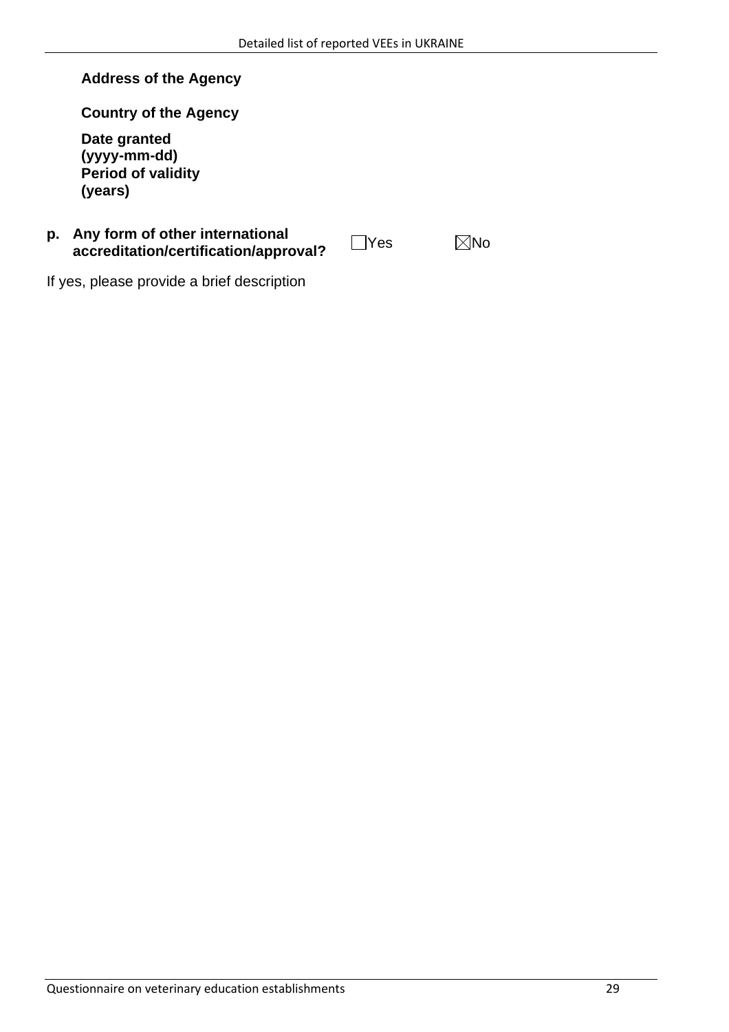**Address of the Agency**

**Country of the Agency**

**Date granted (yyyy-mm-dd)**

**Period of validity (years)**

**p. Any form of other international accreditation/certification/approval?** ☐Yes ☒No

If yes, please provide a brief description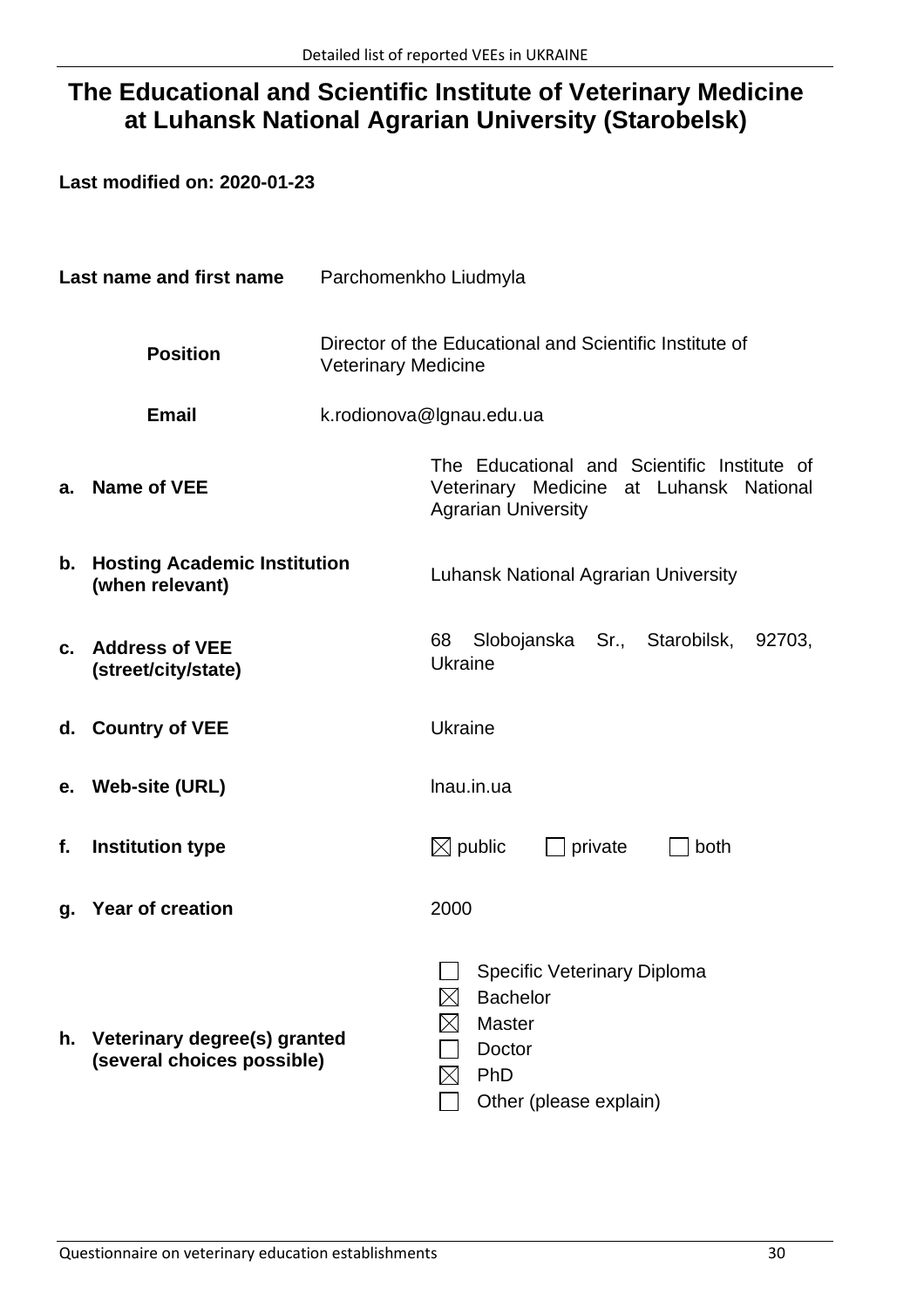# The Educational and Scientific Institute of Veterinary Medicine at Luhansk National Agrarian University (Starobelsk)

**Last modified on: 2020-01-23**

| | |
|---|---|
| **Last name and first name** | Parchomenkho Liudmyla |
| **Position** | Director of the Educational and Scientific Institute of Veterinary Medicine |
| **Email** | k.rodionova@lgnau.edu.ua |

| | | |
|---|---|---|
| **a.** | **Name of VEE** | The Educational and Scientific Institute of Veterinary Medicine at Luhansk National Agrarian University |
| **b.** | **Hosting Academic Institution (when relevant)** | Luhansk National Agrarian University |
| **c.** | **Address of VEE (street/city/state)** | 68 Slobojanska Sr., Starobilsk, 92703, Ukraine |
| **d.** | **Country of VEE** | Ukraine |
| **e.** | **Web-site (URL)** | lnau.in.ua |
| **f.** | **Institution type** | ☒ public ☐ private ☐ both |
| **g.** | **Year of creation** | 2000 |
| **h.** | **Veterinary degree(s) granted (several choices possible)** | ☐ Specific Veterinary Diploma<br>☒ Bachelor<br>☒ Master<br>☐ Doctor<br>☒ PhD<br>☐ Other (please explain) |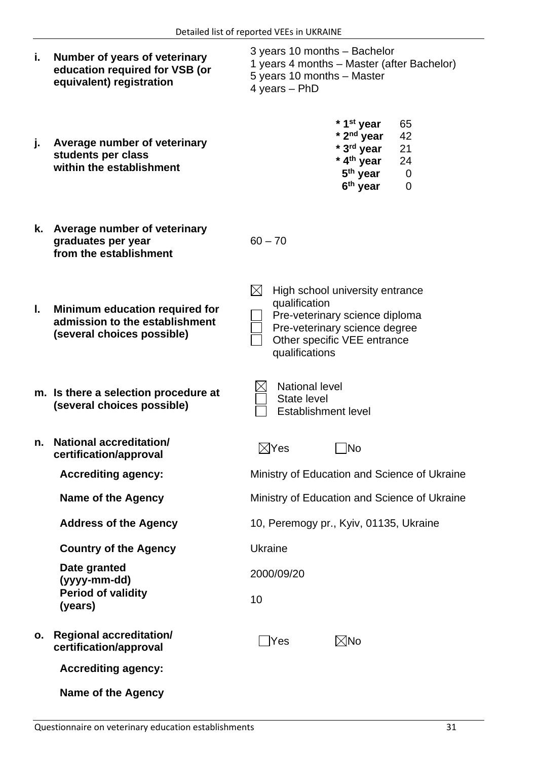**i. Number of years of veterinary education required for VSB (or equivalent) registration**

3 years 10 months – Bachelor
1 years 4 months – Master (after Bachelor)
5 years 10 months – Master
4 years – PhD

**j. Average number of veterinary students per class within the establishment**

| | |
|---|---|
| **\* 1st year** | 65 |
| **\* 2nd year** | 42 |
| **\* 3rd year** | 21 |
| **\* 4th year** | 24 |
| **5th year** | 0 |
| **6th year** | 0 |

**k. Average number of veterinary graduates per year from the establishment**

60 – 70

**l. Minimum education required for admission to the establishment (several choices possible)**

- ☒ High school university entrance qualification
- ☐ Pre-veterinary science diploma
- ☐ Pre-veterinary science degree
- ☐ Other specific VEE entrance qualifications

**m. Is there a selection procedure at (several choices possible)**

- ☒ National level
- ☐ State level
- ☐ Establishment level

**n. National accreditation/ certification/approval**

☒Yes ☐No

| | |
|---|---|
| **Accrediting agency:** | Ministry of Education and Science of Ukraine |
| **Name of the Agency** | Ministry of Education and Science of Ukraine |
| **Address of the Agency** | 10, Peremogy pr., Kyiv, 01135, Ukraine |
| **Country of the Agency** | Ukraine |
| **Date granted (yyyy-mm-dd)** | 2000/09/20 |
| **Period of validity (years)** | 10 |

**o. Regional accreditation/ certification/approval**

☐Yes ☒No

**Accrediting agency:**

**Name of the Agency**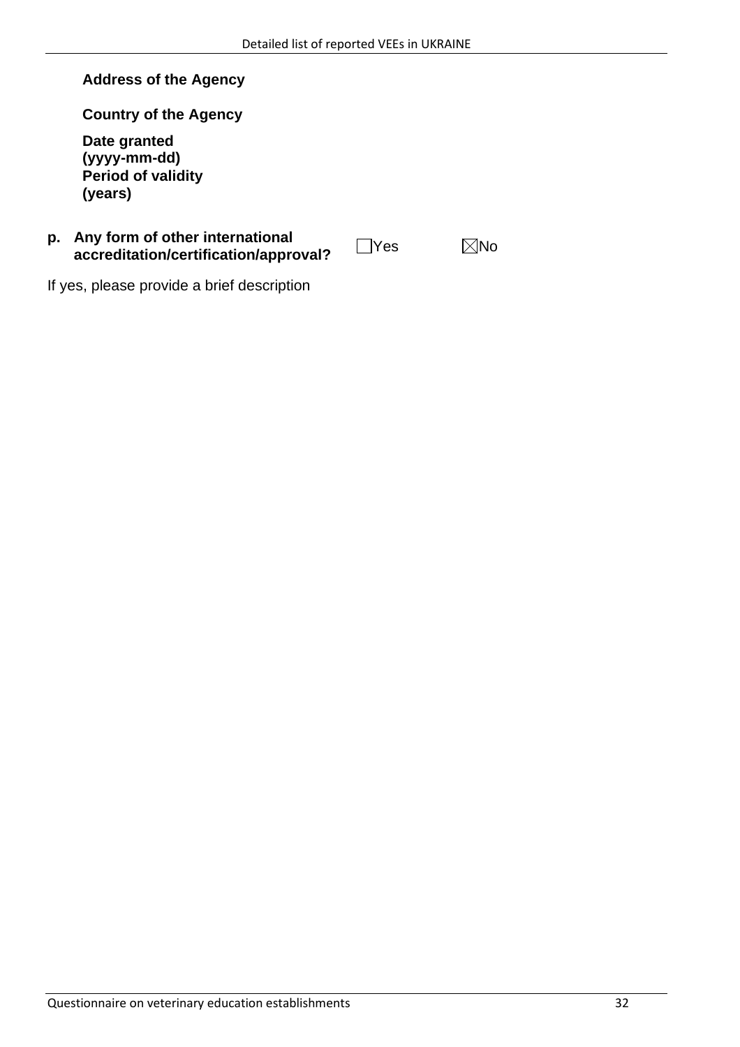**Address of the Agency**

**Country of the Agency**

**Date granted (yyyy-mm-dd)**

**Period of validity (years)**

**p. Any form of other international accreditation/certification/approval?** ☐Yes ☒No

If yes, please provide a brief description